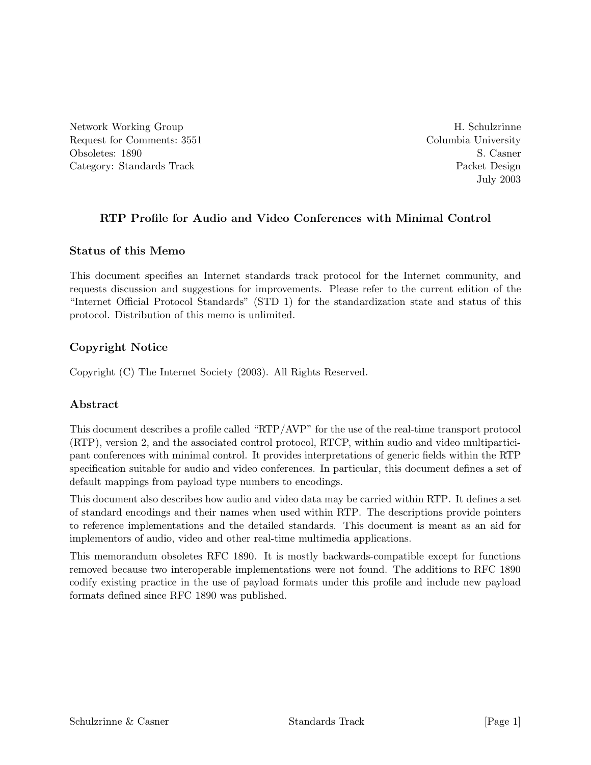Network Working Group  
Request for Comments: 3551  
Obsoletes: 1890  
Category: Standards Track

H. Schulzrinne  
Columbia University  
S. Casner  
Packet Design  
July 2003

# RTP Profile for Audio and Video Conferences with Minimal Control

## Status of this Memo

This document specifies an Internet standards track protocol for the Internet community, and requests discussion and suggestions for improvements. Please refer to the current edition of the "Internet Official Protocol Standards" (STD 1) for the standardization state and status of this protocol. Distribution of this memo is unlimited.

## Copyright Notice

Copyright (C) The Internet Society (2003). All Rights Reserved.

## Abstract

This document describes a profile called "RTP/AVP" for the use of the real-time transport protocol (RTP), version 2, and the associated control protocol, RTCP, within audio and video multiparticipant conferences with minimal control. It provides interpretations of generic fields within the RTP specification suitable for audio and video conferences. In particular, this document defines a set of default mappings from payload type numbers to encodings.

This document also describes how audio and video data may be carried within RTP. It defines a set of standard encodings and their names when used within RTP. The descriptions provide pointers to reference implementations and the detailed standards. This document is meant as an aid for implementors of audio, video and other real-time multimedia applications.

This memorandum obsoletes RFC 1890. It is mostly backwards-compatible except for functions removed because two interoperable implementations were not found. The additions to RFC 1890 codify existing practice in the use of payload formats under this profile and include new payload formats defined since RFC 1890 was published.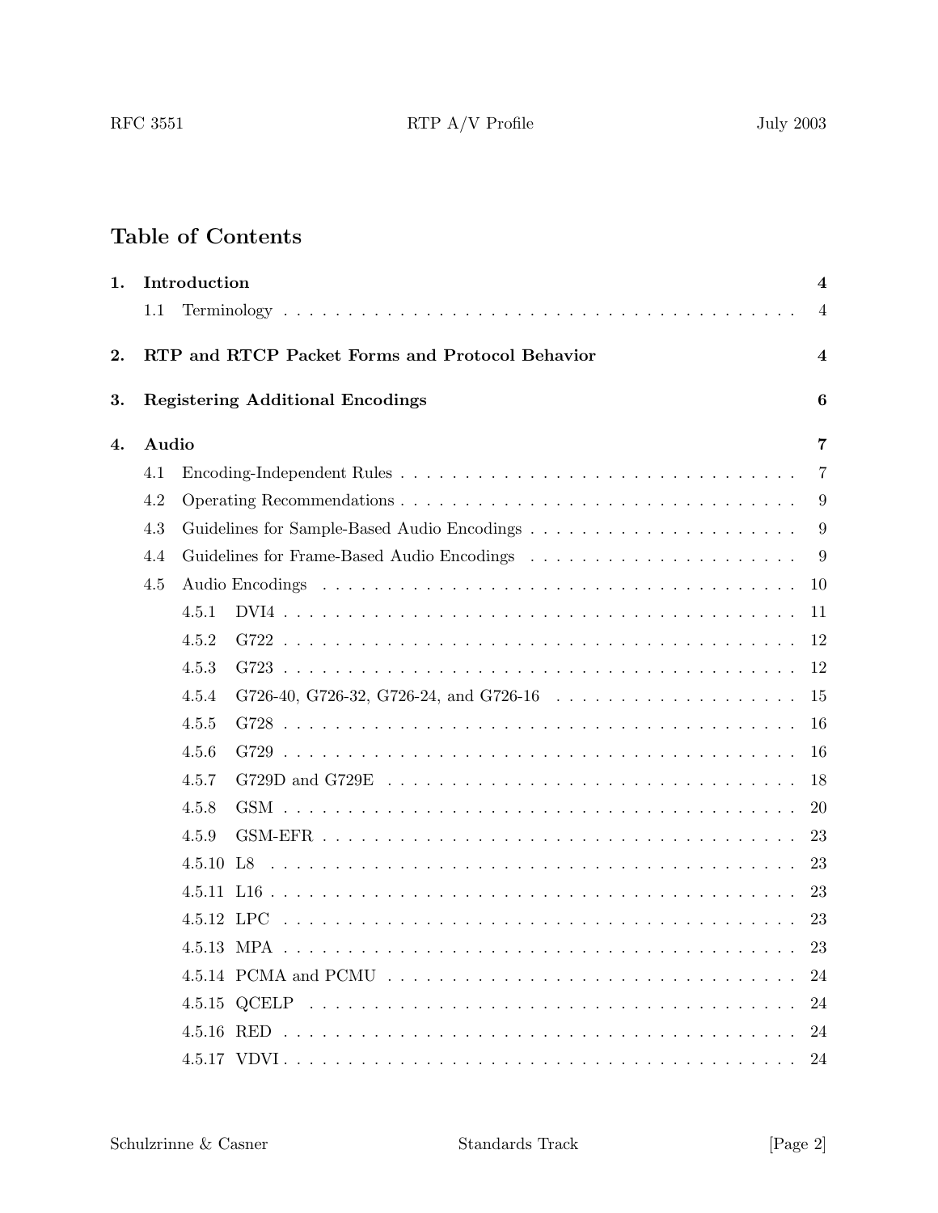## Table of Contents

**1. Introduction** **4**

- 1.1 Terminology . . . . . . . . . . . . . . . . . . . . . . . . . . . . . . . . . . . . . . . . . . 4

**2. RTP and RTCP Packet Forms and Protocol Behavior** **4**

**3. Registering Additional Encodings** **6**

**4. Audio** **7**

- 4.1 Encoding-Independent Rules . . . . . . . . . . . . . . . . . . . . . . . . . . . . . . . 7
- 4.2 Operating Recommendations . . . . . . . . . . . . . . . . . . . . . . . . . . . . . . . 9
- 4.3 Guidelines for Sample-Based Audio Encodings . . . . . . . . . . . . . . . . . . . . . 9
- 4.4 Guidelines for Frame-Based Audio Encodings . . . . . . . . . . . . . . . . . . . . . 9
- 4.5 Audio Encodings . . . . . . . . . . . . . . . . . . . . . . . . . . . . . . . . . . . . . . 10
  - 4.5.1 DVI4 . . . . . . . . . . . . . . . . . . . . . . . . . . . . . . . . . . . . . . . . . 11
  - 4.5.2 G722 . . . . . . . . . . . . . . . . . . . . . . . . . . . . . . . . . . . . . . . . . 12
  - 4.5.3 G723 . . . . . . . . . . . . . . . . . . . . . . . . . . . . . . . . . . . . . . . . . 12
  - 4.5.4 G726-40, G726-32, G726-24, and G726-16 . . . . . . . . . . . . . . . . . . . 15
  - 4.5.5 G728 . . . . . . . . . . . . . . . . . . . . . . . . . . . . . . . . . . . . . . . . . 16
  - 4.5.6 G729 . . . . . . . . . . . . . . . . . . . . . . . . . . . . . . . . . . . . . . . . . 16
  - 4.5.7 G729D and G729E . . . . . . . . . . . . . . . . . . . . . . . . . . . . . . . . . 18
  - 4.5.8 GSM . . . . . . . . . . . . . . . . . . . . . . . . . . . . . . . . . . . . . . . . . 20
  - 4.5.9 GSM-EFR . . . . . . . . . . . . . . . . . . . . . . . . . . . . . . . . . . . . . . 23
  - 4.5.10 L8 . . . . . . . . . . . . . . . . . . . . . . . . . . . . . . . . . . . . . . . . . . 23
  - 4.5.11 L16 . . . . . . . . . . . . . . . . . . . . . . . . . . . . . . . . . . . . . . . . . 23
  - 4.5.12 LPC . . . . . . . . . . . . . . . . . . . . . . . . . . . . . . . . . . . . . . . . . 23
  - 4.5.13 MPA . . . . . . . . . . . . . . . . . . . . . . . . . . . . . . . . . . . . . . . . . 23
  - 4.5.14 PCMA and PCMU . . . . . . . . . . . . . . . . . . . . . . . . . . . . . . . . . 24
  - 4.5.15 QCELP . . . . . . . . . . . . . . . . . . . . . . . . . . . . . . . . . . . . . . . 24
  - 4.5.16 RED . . . . . . . . . . . . . . . . . . . . . . . . . . . . . . . . . . . . . . . . . 24
  - 4.5.17 VDVI . . . . . . . . . . . . . . . . . . . . . . . . . . . . . . . . . . . . . . . . 24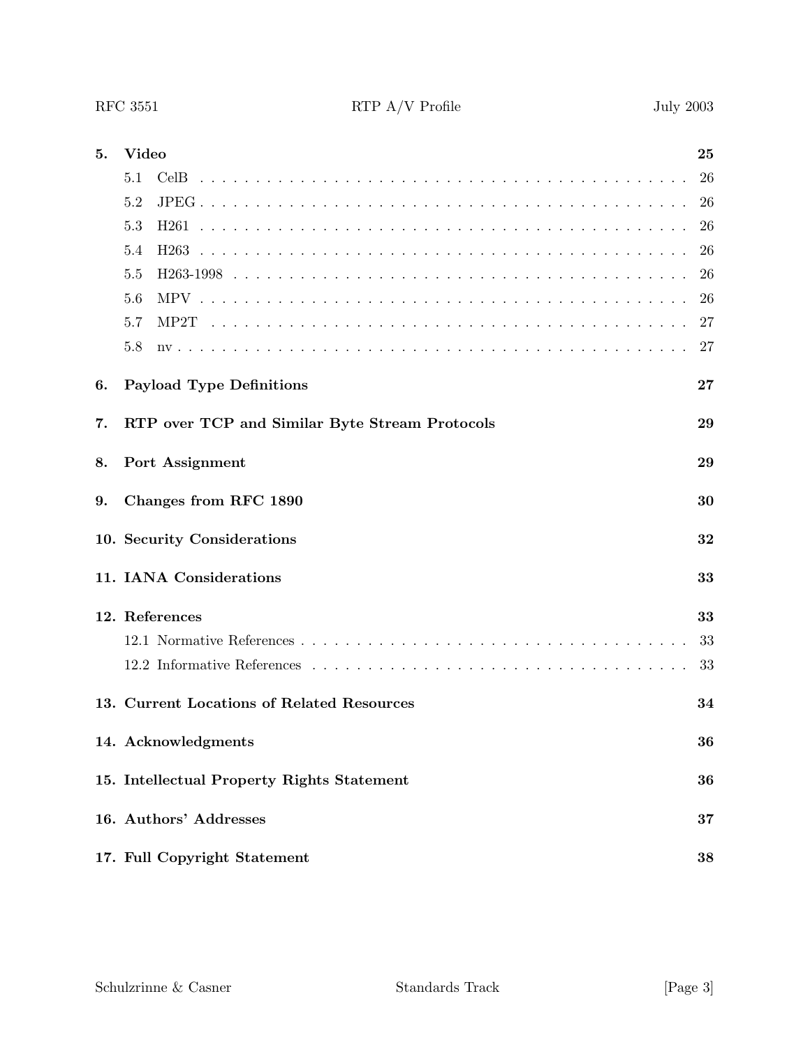**5. Video** 25

- 5.1 CelB . . . . . . . . . . . . . . . . . . . . . . . . . . . . . . . . . . . . . . . . 26
- 5.2 JPEG . . . . . . . . . . . . . . . . . . . . . . . . . . . . . . . . . . . . . . . . 26
- 5.3 H261 . . . . . . . . . . . . . . . . . . . . . . . . . . . . . . . . . . . . . . . . 26
- 5.4 H263 . . . . . . . . . . . . . . . . . . . . . . . . . . . . . . . . . . . . . . . . 26
- 5.5 H263-1998 . . . . . . . . . . . . . . . . . . . . . . . . . . . . . . . . . . . . 26
- 5.6 MPV . . . . . . . . . . . . . . . . . . . . . . . . . . . . . . . . . . . . . . . . 26
- 5.7 MP2T . . . . . . . . . . . . . . . . . . . . . . . . . . . . . . . . . . . . . . . 27
- 5.8 nv . . . . . . . . . . . . . . . . . . . . . . . . . . . . . . . . . . . . . . . . . 27

**6. Payload Type Definitions** 27

**7. RTP over TCP and Similar Byte Stream Protocols** 29

**8. Port Assignment** 29

**9. Changes from RFC 1890** 30

**10. Security Considerations** 32

**11. IANA Considerations** 33

**12. References** 33

- 12.1 Normative References . . . . . . . . . . . . . . . . . . . . . . . . . . . . . . 33
- 12.2 Informative References . . . . . . . . . . . . . . . . . . . . . . . . . . . . . 33

**13. Current Locations of Related Resources** 34

**14. Acknowledgments** 36

**15. Intellectual Property Rights Statement** 36

**16. Authors' Addresses** 37

**17. Full Copyright Statement** 38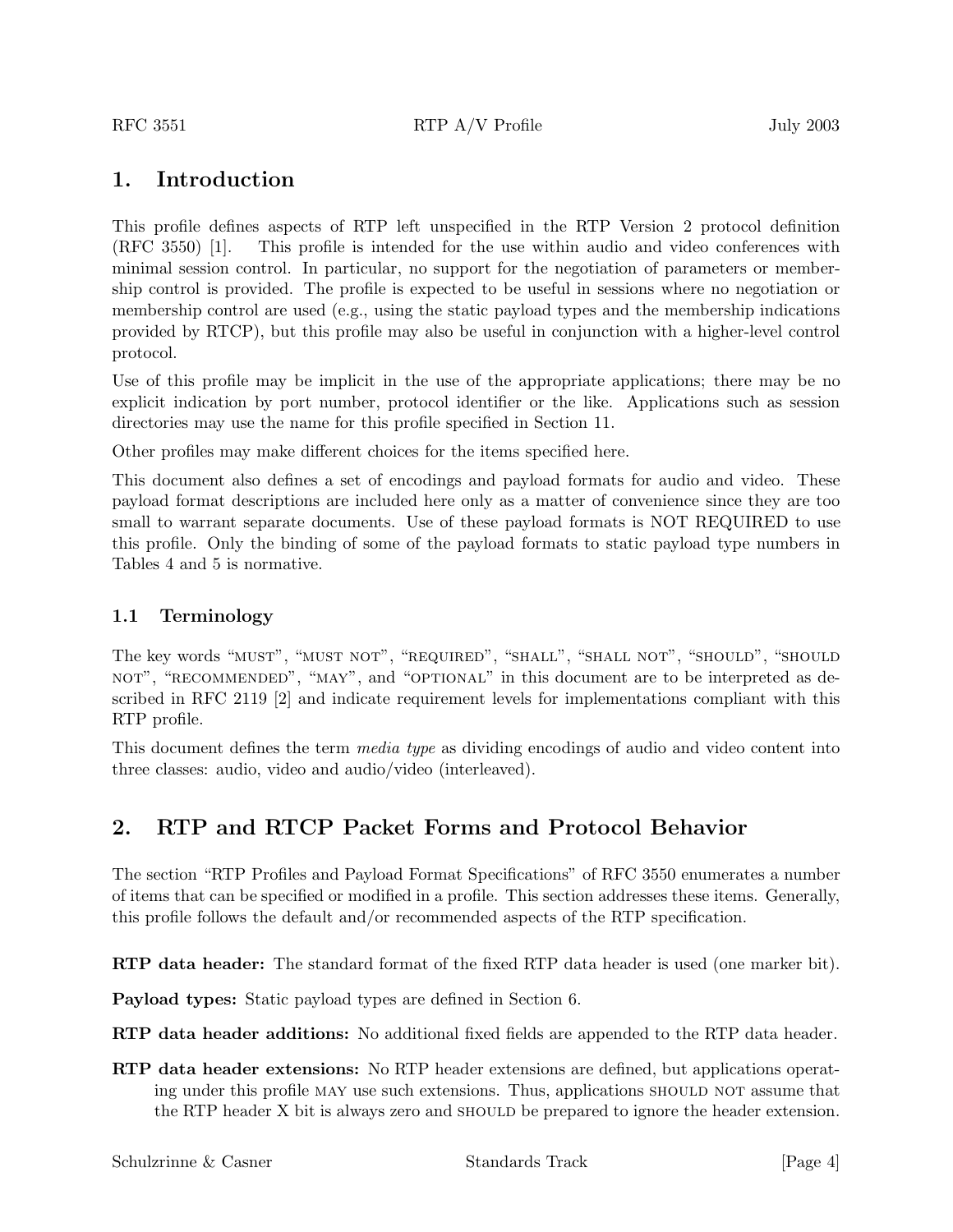# 1. Introduction

This profile defines aspects of RTP left unspecified in the RTP Version 2 protocol definition (RFC 3550) [1]. This profile is intended for the use within audio and video conferences with minimal session control. In particular, no support for the negotiation of parameters or membership control is provided. The profile is expected to be useful in sessions where no negotiation or membership control are used (e.g., using the static payload types and the membership indications provided by RTCP), but this profile may also be useful in conjunction with a higher-level control protocol.

Use of this profile may be implicit in the use of the appropriate applications; there may be no explicit indication by port number, protocol identifier or the like. Applications such as session directories may use the name for this profile specified in Section 11.

Other profiles may make different choices for the items specified here.

This document also defines a set of encodings and payload formats for audio and video. These payload format descriptions are included here only as a matter of convenience since they are too small to warrant separate documents. Use of these payload formats is NOT REQUIRED to use this profile. Only the binding of some of the payload formats to static payload type numbers in Tables 4 and 5 is normative.

## 1.1 Terminology

The key words "MUST", "MUST NOT", "REQUIRED", "SHALL", "SHALL NOT", "SHOULD", "SHOULD NOT", "RECOMMENDED", "MAY", and "OPTIONAL" in this document are to be interpreted as described in RFC 2119 [2] and indicate requirement levels for implementations compliant with this RTP profile.

This document defines the term *media type* as dividing encodings of audio and video content into three classes: audio, video and audio/video (interleaved).

# 2. RTP and RTCP Packet Forms and Protocol Behavior

The section "RTP Profiles and Payload Format Specifications" of RFC 3550 enumerates a number of items that can be specified or modified in a profile. This section addresses these items. Generally, this profile follows the default and/or recommended aspects of the RTP specification.

**RTP data header:** The standard format of the fixed RTP data header is used (one marker bit).

**Payload types:** Static payload types are defined in Section 6.

**RTP data header additions:** No additional fixed fields are appended to the RTP data header.

**RTP data header extensions:** No RTP header extensions are defined, but applications operating under this profile MAY use such extensions. Thus, applications SHOULD NOT assume that the RTP header X bit is always zero and SHOULD be prepared to ignore the header extension.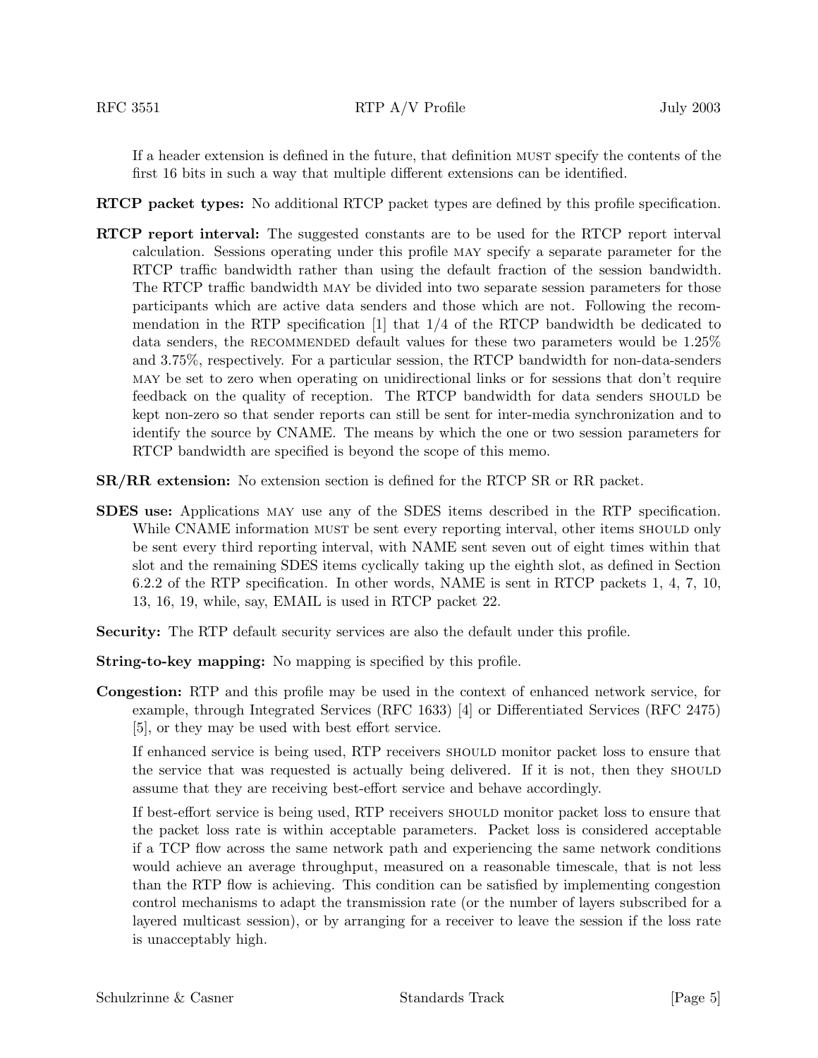If a header extension is defined in the future, that definition MUST specify the contents of the first 16 bits in such a way that multiple different extensions can be identified.

**RTCP packet types:** No additional RTCP packet types are defined by this profile specification.

**RTCP report interval:** The suggested constants are to be used for the RTCP report interval calculation. Sessions operating under this profile MAY specify a separate parameter for the RTCP traffic bandwidth rather than using the default fraction of the session bandwidth. The RTCP traffic bandwidth MAY be divided into two separate session parameters for those participants which are active data senders and those which are not. Following the recommendation in the RTP specification [1] that 1/4 of the RTCP bandwidth be dedicated to data senders, the RECOMMENDED default values for these two parameters would be 1.25% and 3.75%, respectively. For a particular session, the RTCP bandwidth for non-data-senders MAY be set to zero when operating on unidirectional links or for sessions that don't require feedback on the quality of reception. The RTCP bandwidth for data senders SHOULD be kept non-zero so that sender reports can still be sent for inter-media synchronization and to identify the source by CNAME. The means by which the one or two session parameters for RTCP bandwidth are specified is beyond the scope of this memo.

**SR/RR extension:** No extension section is defined for the RTCP SR or RR packet.

**SDES use:** Applications MAY use any of the SDES items described in the RTP specification. While CNAME information MUST be sent every reporting interval, other items SHOULD only be sent every third reporting interval, with NAME sent seven out of eight times within that slot and the remaining SDES items cyclically taking up the eighth slot, as defined in Section 6.2.2 of the RTP specification. In other words, NAME is sent in RTCP packets 1, 4, 7, 10, 13, 16, 19, while, say, EMAIL is used in RTCP packet 22.

**Security:** The RTP default security services are also the default under this profile.

**String-to-key mapping:** No mapping is specified by this profile.

**Congestion:** RTP and this profile may be used in the context of enhanced network service, for example, through Integrated Services (RFC 1633) [4] or Differentiated Services (RFC 2475) [5], or they may be used with best effort service.

If enhanced service is being used, RTP receivers SHOULD monitor packet loss to ensure that the service that was requested is actually being delivered. If it is not, then they SHOULD assume that they are receiving best-effort service and behave accordingly.

If best-effort service is being used, RTP receivers SHOULD monitor packet loss to ensure that the packet loss rate is within acceptable parameters. Packet loss is considered acceptable if a TCP flow across the same network path and experiencing the same network conditions would achieve an average throughput, measured on a reasonable timescale, that is not less than the RTP flow is achieving. This condition can be satisfied by implementing congestion control mechanisms to adapt the transmission rate (or the number of layers subscribed for a layered multicast session), or by arranging for a receiver to leave the session if the loss rate is unacceptably high.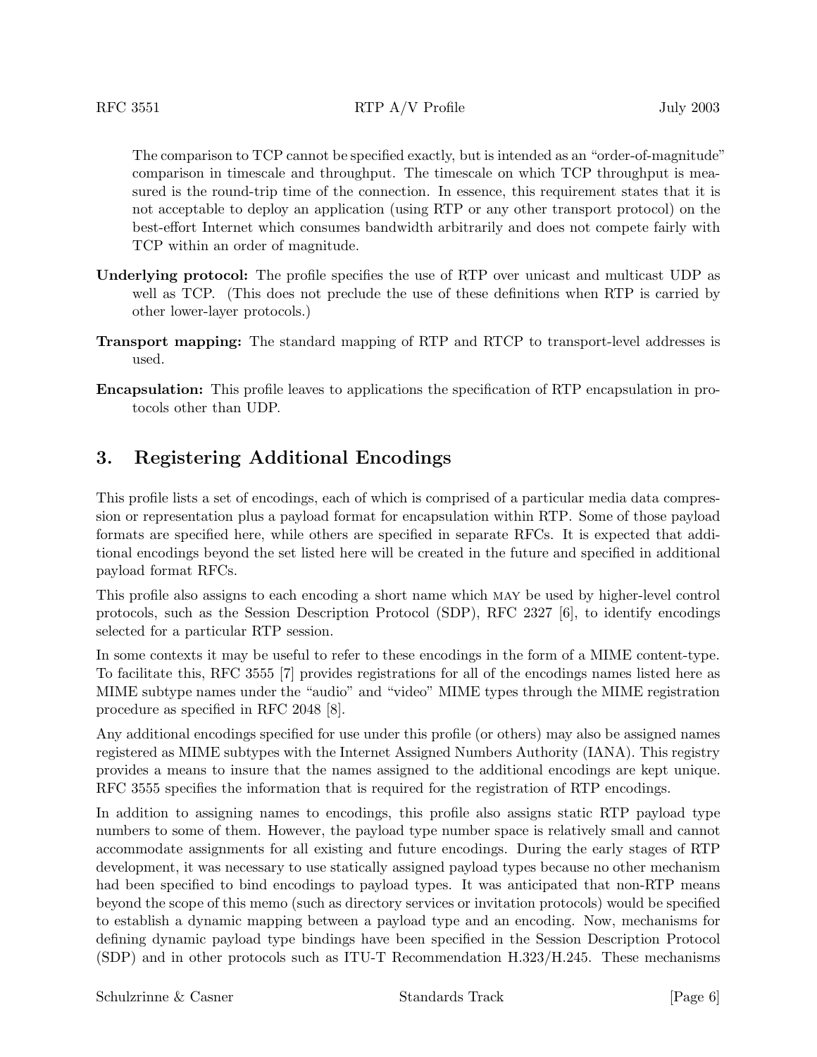The comparison to TCP cannot be specified exactly, but is intended as an "order-of-magnitude" comparison in timescale and throughput. The timescale on which TCP throughput is measured is the round-trip time of the connection. In essence, this requirement states that it is not acceptable to deploy an application (using RTP or any other transport protocol) on the best-effort Internet which consumes bandwidth arbitrarily and does not compete fairly with TCP within an order of magnitude.

**Underlying protocol:** The profile specifies the use of RTP over unicast and multicast UDP as well as TCP. (This does not preclude the use of these definitions when RTP is carried by other lower-layer protocols.)

**Transport mapping:** The standard mapping of RTP and RTCP to transport-level addresses is used.

**Encapsulation:** This profile leaves to applications the specification of RTP encapsulation in protocols other than UDP.

## 3. Registering Additional Encodings

This profile lists a set of encodings, each of which is comprised of a particular media data compression or representation plus a payload format for encapsulation within RTP. Some of those payload formats are specified here, while others are specified in separate RFCs. It is expected that additional encodings beyond the set listed here will be created in the future and specified in additional payload format RFCs.

This profile also assigns to each encoding a short name which MAY be used by higher-level control protocols, such as the Session Description Protocol (SDP), RFC 2327 [6], to identify encodings selected for a particular RTP session.

In some contexts it may be useful to refer to these encodings in the form of a MIME content-type. To facilitate this, RFC 3555 [7] provides registrations for all of the encodings names listed here as MIME subtype names under the "audio" and "video" MIME types through the MIME registration procedure as specified in RFC 2048 [8].

Any additional encodings specified for use under this profile (or others) may also be assigned names registered as MIME subtypes with the Internet Assigned Numbers Authority (IANA). This registry provides a means to insure that the names assigned to the additional encodings are kept unique. RFC 3555 specifies the information that is required for the registration of RTP encodings.

In addition to assigning names to encodings, this profile also assigns static RTP payload type numbers to some of them. However, the payload type number space is relatively small and cannot accommodate assignments for all existing and future encodings. During the early stages of RTP development, it was necessary to use statically assigned payload types because no other mechanism had been specified to bind encodings to payload types. It was anticipated that non-RTP means beyond the scope of this memo (such as directory services or invitation protocols) would be specified to establish a dynamic mapping between a payload type and an encoding. Now, mechanisms for defining dynamic payload type bindings have been specified in the Session Description Protocol (SDP) and in other protocols such as ITU-T Recommendation H.323/H.245. These mechanisms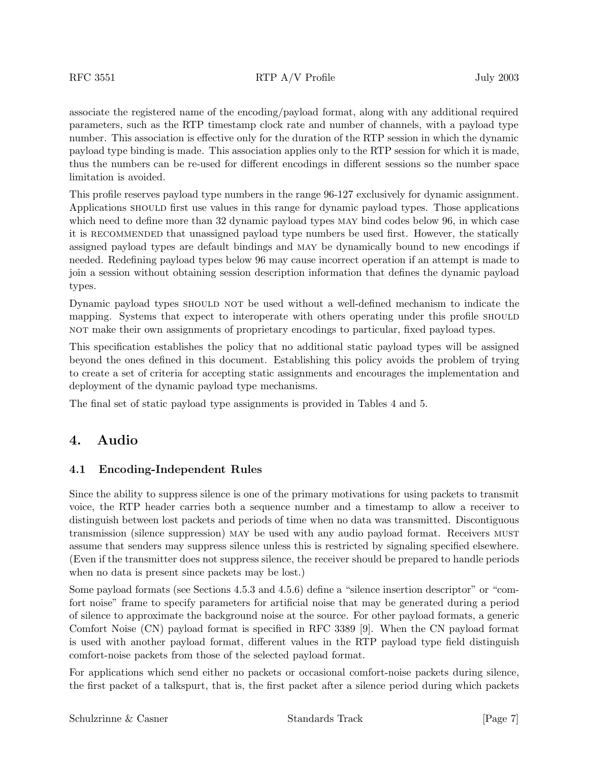associate the registered name of the encoding/payload format, along with any additional required parameters, such as the RTP timestamp clock rate and number of channels, with a payload type number. This association is effective only for the duration of the RTP session in which the dynamic payload type binding is made. This association applies only to the RTP session for which it is made, thus the numbers can be re-used for different encodings in different sessions so the number space limitation is avoided.

This profile reserves payload type numbers in the range 96-127 exclusively for dynamic assignment. Applications SHOULD first use values in this range for dynamic payload types. Those applications which need to define more than 32 dynamic payload types MAY bind codes below 96, in which case it is RECOMMENDED that unassigned payload type numbers be used first. However, the statically assigned payload types are default bindings and MAY be dynamically bound to new encodings if needed. Redefining payload types below 96 may cause incorrect operation if an attempt is made to join a session without obtaining session description information that defines the dynamic payload types.

Dynamic payload types SHOULD NOT be used without a well-defined mechanism to indicate the mapping. Systems that expect to interoperate with others operating under this profile SHOULD NOT make their own assignments of proprietary encodings to particular, fixed payload types.

This specification establishes the policy that no additional static payload types will be assigned beyond the ones defined in this document. Establishing this policy avoids the problem of trying to create a set of criteria for accepting static assignments and encourages the implementation and deployment of the dynamic payload type mechanisms.

The final set of static payload type assignments is provided in Tables 4 and 5.

# 4. Audio

## 4.1 Encoding-Independent Rules

Since the ability to suppress silence is one of the primary motivations for using packets to transmit voice, the RTP header carries both a sequence number and a timestamp to allow a receiver to distinguish between lost packets and periods of time when no data was transmitted. Discontiguous transmission (silence suppression) MAY be used with any audio payload format. Receivers MUST assume that senders may suppress silence unless this is restricted by signaling specified elsewhere. (Even if the transmitter does not suppress silence, the receiver should be prepared to handle periods when no data is present since packets may be lost.)

Some payload formats (see Sections 4.5.3 and 4.5.6) define a "silence insertion descriptor" or "comfort noise" frame to specify parameters for artificial noise that may be generated during a period of silence to approximate the background noise at the source. For other payload formats, a generic Comfort Noise (CN) payload format is specified in RFC 3389 [9]. When the CN payload format is used with another payload format, different values in the RTP payload type field distinguish comfort-noise packets from those of the selected payload format.

For applications which send either no packets or occasional comfort-noise packets during silence, the first packet of a talkspurt, that is, the first packet after a silence period during which packets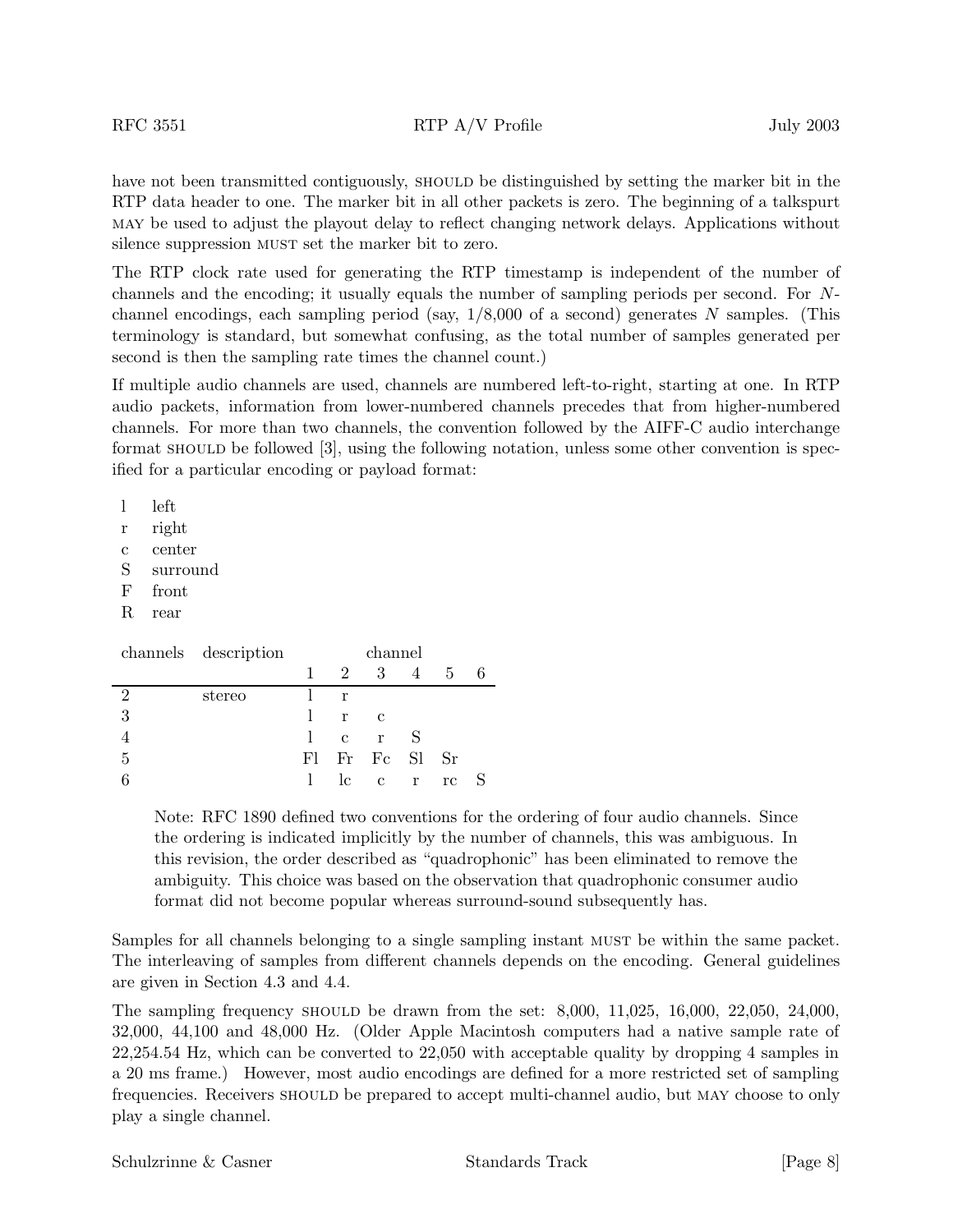have not been transmitted contiguously, SHOULD be distinguished by setting the marker bit in the RTP data header to one. The marker bit in all other packets is zero. The beginning of a talkspurt MAY be used to adjust the playout delay to reflect changing network delays. Applications without silence suppression MUST set the marker bit to zero.

The RTP clock rate used for generating the RTP timestamp is independent of the number of channels and the encoding; it usually equals the number of sampling periods per second. For $N$-channel encodings, each sampling period (say, 1/8,000 of a second) generates $N$ samples. (This terminology is standard, but somewhat confusing, as the total number of samples generated per second is then the sampling rate times the channel count.)

If multiple audio channels are used, channels are numbered left-to-right, starting at one. In RTP audio packets, information from lower-numbered channels precedes that from higher-numbered channels. For more than two channels, the convention followed by the AIFF-C audio interchange format SHOULD be followed [3], using the following notation, unless some other convention is specified for a particular encoding or payload format:

- l left
- r right
- c center
- S surround
- F front
- R rear

| channels | description | channel | | | | | |
|---|---|---|---|---|---|---|---|
| | | 1 | 2 | 3 | 4 | 5 | 6 |
| 2 | stereo | l | r | | | | |
| 3 | | l | r | c | | | |
| 4 | | l | c | r | S | | |
| 5 | | Fl | Fr | Fc | Sl | Sr | |
| 6 | | l | lc | c | r | rc | S |

> Note: RFC 1890 defined two conventions for the ordering of four audio channels. Since the ordering is indicated implicitly by the number of channels, this was ambiguous. In this revision, the order described as "quadrophonic" has been eliminated to remove the ambiguity. This choice was based on the observation that quadrophonic consumer audio format did not become popular whereas surround-sound subsequently has.

Samples for all channels belonging to a single sampling instant MUST be within the same packet. The interleaving of samples from different channels depends on the encoding. General guidelines are given in Section 4.3 and 4.4.

The sampling frequency SHOULD be drawn from the set: 8,000, 11,025, 16,000, 22,050, 24,000, 32,000, 44,100 and 48,000 Hz. (Older Apple Macintosh computers had a native sample rate of 22,254.54 Hz, which can be converted to 22,050 with acceptable quality by dropping 4 samples in a 20 ms frame.) However, most audio encodings are defined for a more restricted set of sampling frequencies. Receivers SHOULD be prepared to accept multi-channel audio, but MAY choose to only play a single channel.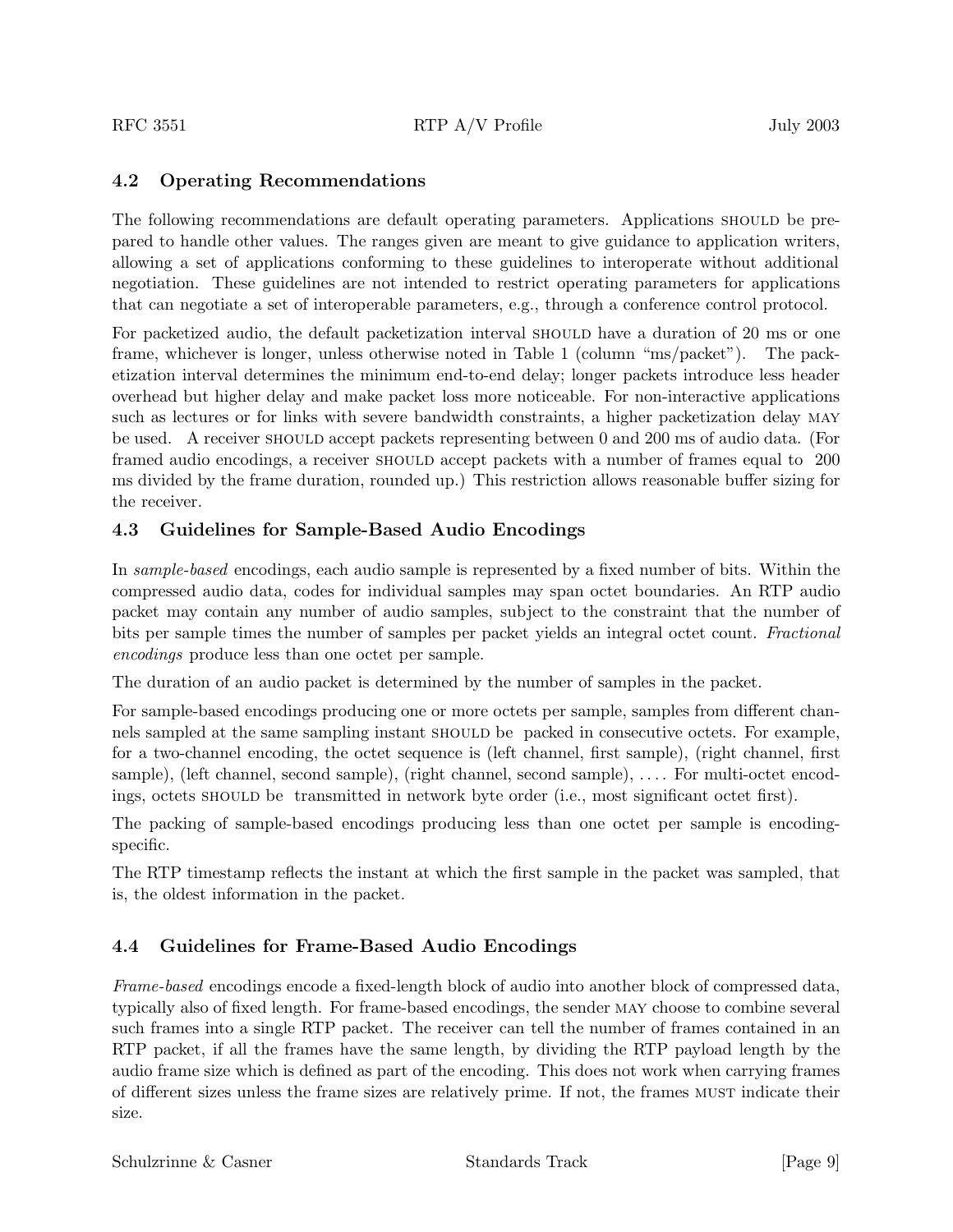## 4.2 Operating Recommendations

The following recommendations are default operating parameters. Applications SHOULD be prepared to handle other values. The ranges given are meant to give guidance to application writers, allowing a set of applications conforming to these guidelines to interoperate without additional negotiation. These guidelines are not intended to restrict operating parameters for applications that can negotiate a set of interoperable parameters, e.g., through a conference control protocol.

For packetized audio, the default packetization interval SHOULD have a duration of 20 ms or one frame, whichever is longer, unless otherwise noted in Table 1 (column "ms/packet"). The packetization interval determines the minimum end-to-end delay; longer packets introduce less header overhead but higher delay and make packet loss more noticeable. For non-interactive applications such as lectures or for links with severe bandwidth constraints, a higher packetization delay MAY be used. A receiver SHOULD accept packets representing between 0 and 200 ms of audio data. (For framed audio encodings, a receiver SHOULD accept packets with a number of frames equal to 200 ms divided by the frame duration, rounded up.) This restriction allows reasonable buffer sizing for the receiver.

## 4.3 Guidelines for Sample-Based Audio Encodings

In *sample-based* encodings, each audio sample is represented by a fixed number of bits. Within the compressed audio data, codes for individual samples may span octet boundaries. An RTP audio packet may contain any number of audio samples, subject to the constraint that the number of bits per sample times the number of samples per packet yields an integral octet count. *Fractional encodings* produce less than one octet per sample.

The duration of an audio packet is determined by the number of samples in the packet.

For sample-based encodings producing one or more octets per sample, samples from different channels sampled at the same sampling instant SHOULD be packed in consecutive octets. For example, for a two-channel encoding, the octet sequence is (left channel, first sample), (right channel, first sample), (left channel, second sample), (right channel, second sample), .... For multi-octet encodings, octets SHOULD be transmitted in network byte order (i.e., most significant octet first).

The packing of sample-based encodings producing less than one octet per sample is encoding-specific.

The RTP timestamp reflects the instant at which the first sample in the packet was sampled, that is, the oldest information in the packet.

## 4.4 Guidelines for Frame-Based Audio Encodings

*Frame-based* encodings encode a fixed-length block of audio into another block of compressed data, typically also of fixed length. For frame-based encodings, the sender MAY choose to combine several such frames into a single RTP packet. The receiver can tell the number of frames contained in an RTP packet, if all the frames have the same length, by dividing the RTP payload length by the audio frame size which is defined as part of the encoding. This does not work when carrying frames of different sizes unless the frame sizes are relatively prime. If not, the frames MUST indicate their size.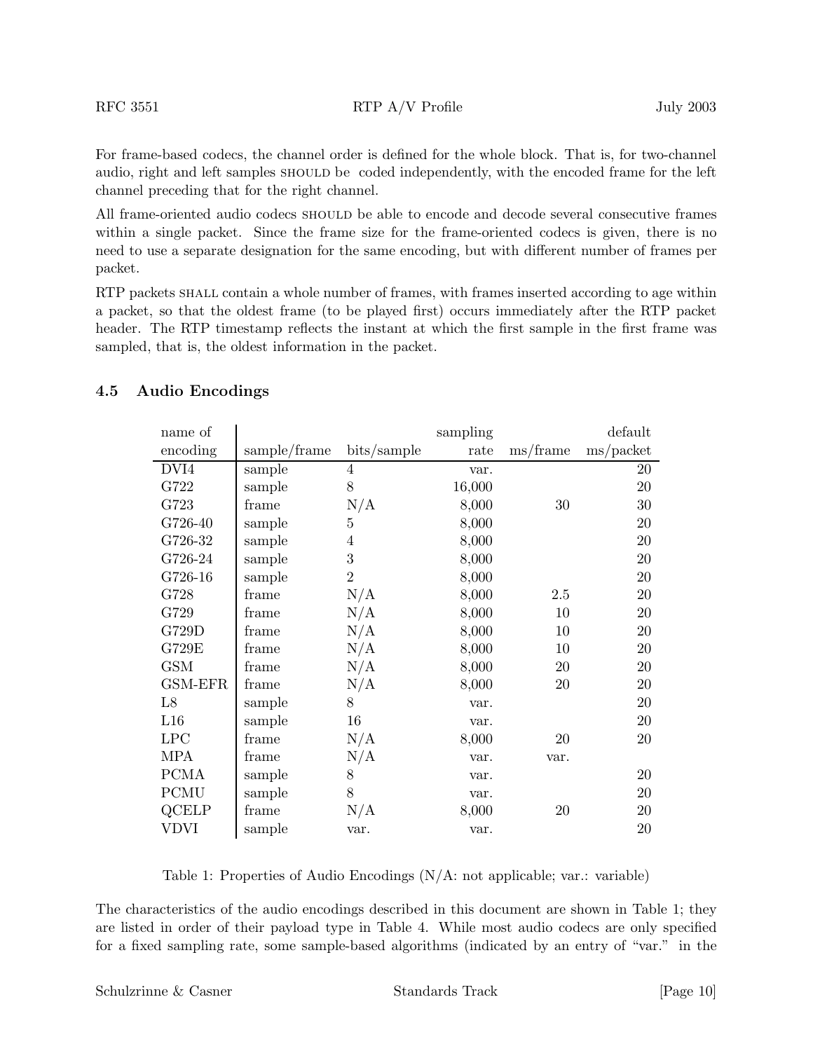For frame-based codecs, the channel order is defined for the whole block. That is, for two-channel audio, right and left samples SHOULD be coded independently, with the encoded frame for the left channel preceding that for the right channel.

All frame-oriented audio codecs SHOULD be able to encode and decode several consecutive frames within a single packet. Since the frame size for the frame-oriented codecs is given, there is no need to use a separate designation for the same encoding, but with different number of frames per packet.

RTP packets SHALL contain a whole number of frames, with frames inserted according to age within a packet, so that the oldest frame (to be played first) occurs immediately after the RTP packet header. The RTP timestamp reflects the instant at which the first sample in the first frame was sampled, that is, the oldest information in the packet.

### 4.5 Audio Encodings

| name of encoding | sample/frame | bits/sample | sampling rate | ms/frame | default ms/packet |
|---|---|---|---|---|---|
| DVI4 | sample | 4 | var. | | 20 |
| G722 | sample | 8 | 16,000 | | 20 |
| G723 | frame | N/A | 8,000 | 30 | 30 |
| G726-40 | sample | 5 | 8,000 | | 20 |
| G726-32 | sample | 4 | 8,000 | | 20 |
| G726-24 | sample | 3 | 8,000 | | 20 |
| G726-16 | sample | 2 | 8,000 | | 20 |
| G728 | frame | N/A | 8,000 | 2.5 | 20 |
| G729 | frame | N/A | 8,000 | 10 | 20 |
| G729D | frame | N/A | 8,000 | 10 | 20 |
| G729E | frame | N/A | 8,000 | 10 | 20 |
| GSM | frame | N/A | 8,000 | 20 | 20 |
| GSM-EFR | frame | N/A | 8,000 | 20 | 20 |
| L8 | sample | 8 | var. | | 20 |
| L16 | sample | 16 | var. | | 20 |
| LPC | frame | N/A | 8,000 | 20 | 20 |
| MPA | frame | N/A | var. | var. | |
| PCMA | sample | 8 | var. | | 20 |
| PCMU | sample | 8 | var. | | 20 |
| QCELP | frame | N/A | 8,000 | 20 | 20 |
| VDVI | sample | var. | var. | | 20 |

Table 1: Properties of Audio Encodings (N/A: not applicable; var.: variable)

The characteristics of the audio encodings described in this document are shown in Table 1; they are listed in order of their payload type in Table 4. While most audio codecs are only specified for a fixed sampling rate, some sample-based algorithms (indicated by an entry of "var." in the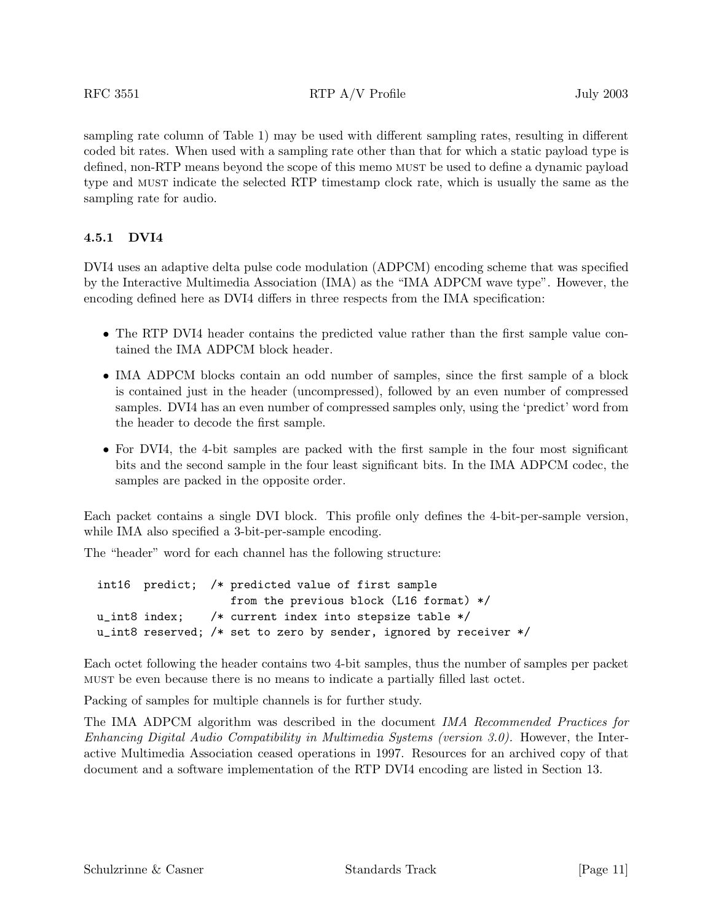sampling rate column of Table 1) may be used with different sampling rates, resulting in different coded bit rates. When used with a sampling rate other than that for which a static payload type is defined, non-RTP means beyond the scope of this memo MUST be used to define a dynamic payload type and MUST indicate the selected RTP timestamp clock rate, which is usually the same as the sampling rate for audio.

### 4.5.1 DVI4

DVI4 uses an adaptive delta pulse code modulation (ADPCM) encoding scheme that was specified by the Interactive Multimedia Association (IMA) as the "IMA ADPCM wave type". However, the encoding defined here as DVI4 differs in three respects from the IMA specification:

- The RTP DVI4 header contains the predicted value rather than the first sample value contained the IMA ADPCM block header.
- IMA ADPCM blocks contain an odd number of samples, since the first sample of a block is contained just in the header (uncompressed), followed by an even number of compressed samples. DVI4 has an even number of compressed samples only, using the 'predict' word from the header to decode the first sample.
- For DVI4, the 4-bit samples are packed with the first sample in the four most significant bits and the second sample in the four least significant bits. In the IMA ADPCM codec, the samples are packed in the opposite order.

Each packet contains a single DVI block. This profile only defines the 4-bit-per-sample version, while IMA also specified a 3-bit-per-sample encoding.

The "header" word for each channel has the following structure:

```
int16  predict;  /* predicted value of first sample
                    from the previous block (L16 format) */
u_int8 index;    /* current index into stepsize table */
u_int8 reserved; /* set to zero by sender, ignored by receiver */
```

Each octet following the header contains two 4-bit samples, thus the number of samples per packet MUST be even because there is no means to indicate a partially filled last octet.

Packing of samples for multiple channels is for further study.

The IMA ADPCM algorithm was described in the document *IMA Recommended Practices for Enhancing Digital Audio Compatibility in Multimedia Systems (version 3.0)*. However, the Interactive Multimedia Association ceased operations in 1997. Resources for an archived copy of that document and a software implementation of the RTP DVI4 encoding are listed in Section 13.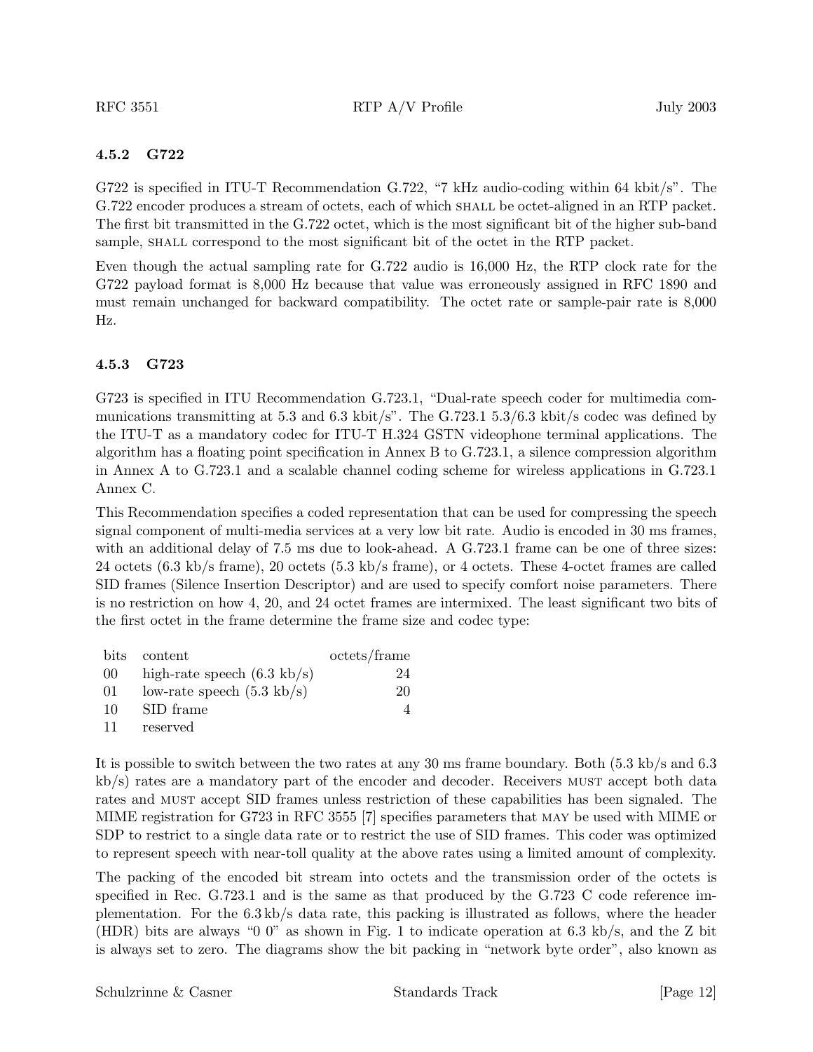#### 4.5.2 G722

G722 is specified in ITU-T Recommendation G.722, "7 kHz audio-coding within 64 kbit/s". The G.722 encoder produces a stream of octets, each of which SHALL be octet-aligned in an RTP packet. The first bit transmitted in the G.722 octet, which is the most significant bit of the higher sub-band sample, SHALL correspond to the most significant bit of the octet in the RTP packet.

Even though the actual sampling rate for G.722 audio is 16,000 Hz, the RTP clock rate for the G722 payload format is 8,000 Hz because that value was erroneously assigned in RFC 1890 and must remain unchanged for backward compatibility. The octet rate or sample-pair rate is 8,000 Hz.

#### 4.5.3 G723

G723 is specified in ITU Recommendation G.723.1, "Dual-rate speech coder for multimedia communications transmitting at 5.3 and 6.3 kbit/s". The G.723.1 5.3/6.3 kbit/s codec was defined by the ITU-T as a mandatory codec for ITU-T H.324 GSTN videophone terminal applications. The algorithm has a floating point specification in Annex B to G.723.1, a silence compression algorithm in Annex A to G.723.1 and a scalable channel coding scheme for wireless applications in G.723.1 Annex C.

This Recommendation specifies a coded representation that can be used for compressing the speech signal component of multi-media services at a very low bit rate. Audio is encoded in 30 ms frames, with an additional delay of 7.5 ms due to look-ahead. A G.723.1 frame can be one of three sizes: 24 octets (6.3 kb/s frame), 20 octets (5.3 kb/s frame), or 4 octets. These 4-octet frames are called SID frames (Silence Insertion Descriptor) and are used to specify comfort noise parameters. There is no restriction on how 4, 20, and 24 octet frames are intermixed. The least significant two bits of the first octet in the frame determine the frame size and codec type:

| bits | content | octets/frame |
|---|---|---|
| 00 | high-rate speech (6.3 kb/s) | 24 |
| 01 | low-rate speech (5.3 kb/s) | 20 |
| 10 | SID frame | 4 |
| 11 | reserved | |

It is possible to switch between the two rates at any 30 ms frame boundary. Both (5.3 kb/s and 6.3 kb/s) rates are a mandatory part of the encoder and decoder. Receivers MUST accept both data rates and MUST accept SID frames unless restriction of these capabilities has been signaled. The MIME registration for G723 in RFC 3555 [7] specifies parameters that MAY be used with MIME or SDP to restrict to a single data rate or to restrict the use of SID frames. This coder was optimized to represent speech with near-toll quality at the above rates using a limited amount of complexity.

The packing of the encoded bit stream into octets and the transmission order of the octets is specified in Rec. G.723.1 and is the same as that produced by the G.723 C code reference implementation. For the 6.3 kb/s data rate, this packing is illustrated as follows, where the header (HDR) bits are always "0 0" as shown in Fig. 1 to indicate operation at 6.3 kb/s, and the Z bit is always set to zero. The diagrams show the bit packing in "network byte order", also known as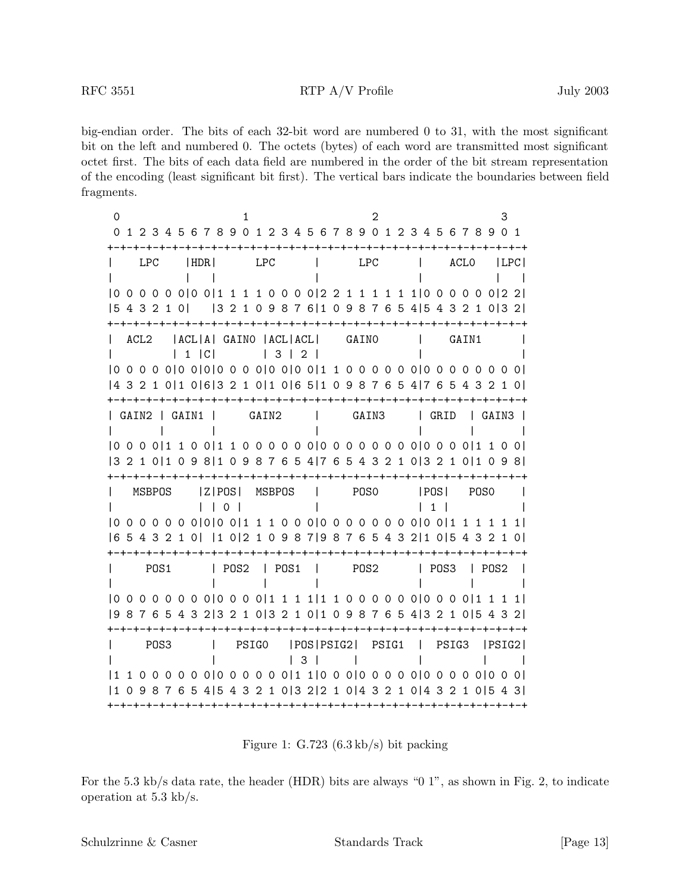big-endian order. The bits of each 32-bit word are numbered 0 to 31, with the most significant bit on the left and numbered 0. The octets (bytes) of each word are transmitted most significant octet first. The bits of each data field are numbered in the order of the bit stream representation of the encoding (least significant bit first). The vertical bars indicate the boundaries between field fragments.

```
 0                   1                   2                   3
 0 1 2 3 4 5 6 7 8 9 0 1 2 3 4 5 6 7 8 9 0 1 2 3 4 5 6 7 8 9 0 1
+-+-+-+-+-+-+-+-+-+-+-+-+-+-+-+-+-+-+-+-+-+-+-+-+-+-+-+-+-+-+-+-+
|    LPC    |HDR|      LPC      |      LPC      |    ACL0   |LPC|
|           |   |               |               |           |   |
|0 0 0 0 0 0|0 0|1 1 1 1 0 0 0 0|2 2 1 1 1 1 1 1|0 0 0 0 0 0|2 2|
|5 4 3 2 1 0|   |3 2 1 0 9 8 7 6|1 0 9 8 7 6 5 4|5 4 3 2 1 0|3 2|
+-+-+-+-+-+-+-+-+-+-+-+-+-+-+-+-+-+-+-+-+-+-+-+-+-+-+-+-+-+-+-+-+
|  ACL2   |ACL|A| GAIN0 |ACL|ACL|    GAIN0      |    GAIN1      |
|         | 1 |C|       | 3 | 2 |               |               |
|0 0 0 0 0|0 0|0|0 0 0 0|0 0|0 0|1 1 0 0 0 0 0 0|0 0 0 0 0 0 0 0|
|4 3 2 1 0|1 0|6|3 2 1 0|1 0|6 5|1 0 9 8 7 6 5 4|7 6 5 4 3 2 1 0|
+-+-+-+-+-+-+-+-+-+-+-+-+-+-+-+-+-+-+-+-+-+-+-+-+-+-+-+-+-+-+-+-+
| GAIN2 | GAIN1 |     GAIN2     |     GAIN3     | GRID  | GAIN3 |
|       |       |               |               |       |       |
|0 0 0 0|1 1 0 0|1 1 0 0 0 0 0 0|0 0 0 0 0 0 0 0|0 0 0 0|1 1 0 0|
|3 2 1 0|1 0 9 8|1 0 9 8 7 6 5 4|7 6 5 4 3 2 1 0|3 2 1 0|1 0 9 8|
+-+-+-+-+-+-+-+-+-+-+-+-+-+-+-+-+-+-+-+-+-+-+-+-+-+-+-+-+-+-+-+-+
|   MSBPOS    |Z|POS|  MSBPOS   |     POS0      |POS|   POS0    |
|             | | 0 |           |               | 1 |           |
|0 0 0 0 0 0 0|0|0 0|1 1 1 0 0 0|0 0 0 0 0 0 0 0|0 0|1 1 1 1 1 1|
|6 5 4 3 2 1 0| |1 0|2 1 0 9 8 7|9 8 7 6 5 4 3 2|1 0|5 4 3 2 1 0|
+-+-+-+-+-+-+-+-+-+-+-+-+-+-+-+-+-+-+-+-+-+-+-+-+-+-+-+-+-+-+-+-+
|     POS1      | POS2  | POS1  |     POS2      | POS3  | POS2  |
|               |       |       |               |       |       |
|0 0 0 0 0 0 0 0|0 0 0 0|1 1 1 1|1 1 0 0 0 0 0 0|0 0 0 0|1 1 1 1|
|9 8 7 6 5 4 3 2|3 2 1 0|3 2 1 0|1 0 9 8 7 6 5 4|3 2 1 0|5 4 3 2|
+-+-+-+-+-+-+-+-+-+-+-+-+-+-+-+-+-+-+-+-+-+-+-+-+-+-+-+-+-+-+-+-+
|     POS3      |    PSIG0    |POS|PSIG2|  PSIG1  |  PSIG3  |PSIG2|
|               |             | 3 |     |         |         |     |
|1 1 0 0 0 0 0 0|0 0 0 0 0 0|1 1|0 0 0|0 0 0 0|0 0 0 0 0|0 0 0|
|1 0 9 8 7 6 5 4|5 4 3 2 1 0|3 2|2 1 0|4 3 2 1 0|4 3 2 1 0|5 4 3|
+-+-+-+-+-+-+-+-+-+-+-+-+-+-+-+-+-+-+-+-+-+-+-+-+-+-+-+-+-+-+-+-+
```

Figure 1: G.723 (6.3 kb/s) bit packing

For the 5.3 kb/s data rate, the header (HDR) bits are always "0 1", as shown in Fig. 2, to indicate operation at 5.3 kb/s.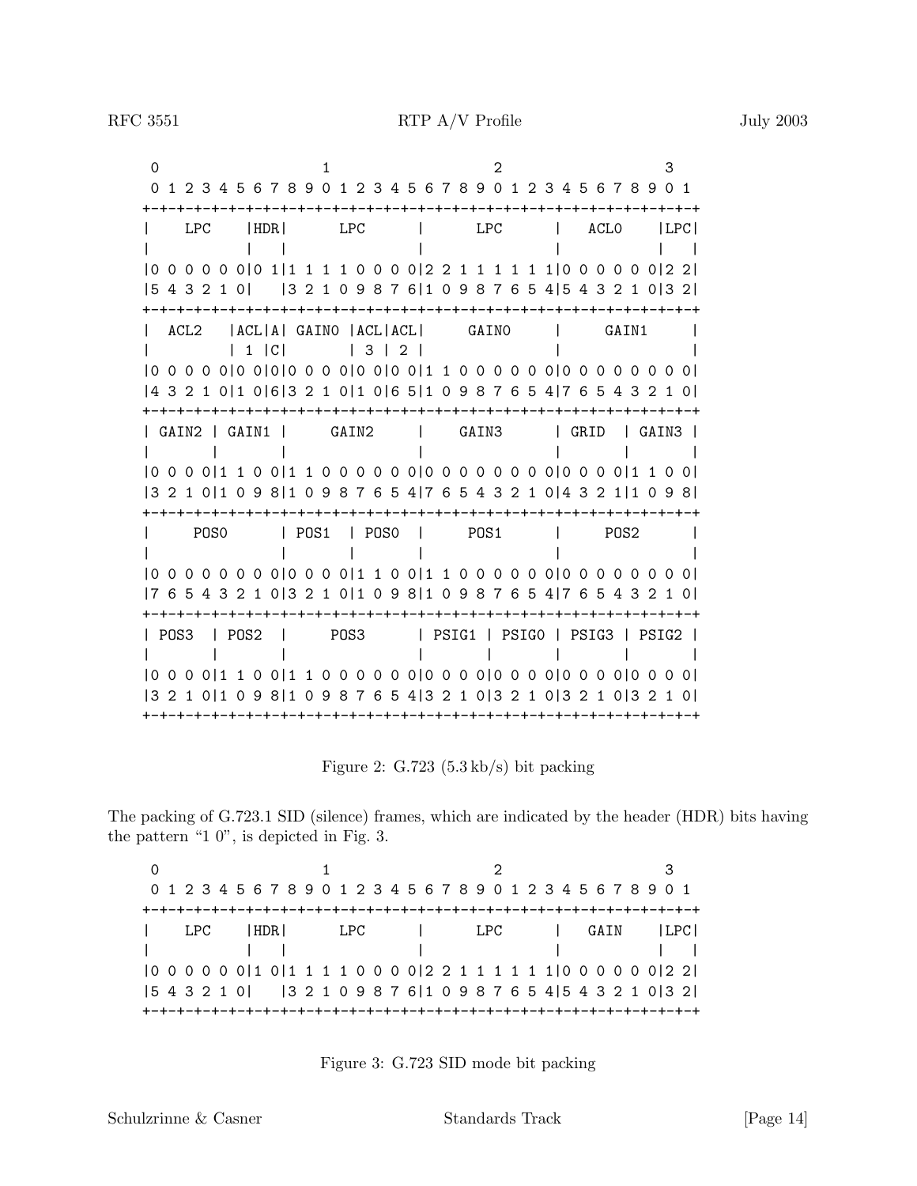```
 0                   1                   2                   3
 0 1 2 3 4 5 6 7 8 9 0 1 2 3 4 5 6 7 8 9 0 1 2 3 4 5 6 7 8 9 0 1
+-+-+-+-+-+-+-+-+-+-+-+-+-+-+-+-+-+-+-+-+-+-+-+-+-+-+-+-+-+-+-+-+
|    LPC    |HDR|      LPC      |      LPC      |    ACL0   |LPC|
|           |   |               |               |           |   |
|0 0 0 0 0 0|0 1|1 1 1 1 0 0 0 0|2 2 1 1 1 1 1 1|0 0 0 0 0 0|2 2|
|5 4 3 2 1 0|   |3 2 1 0 9 8 7 6|1 0 9 8 7 6 5 4|5 4 3 2 1 0|3 2|
+-+-+-+-+-+-+-+-+-+-+-+-+-+-+-+-+-+-+-+-+-+-+-+-+-+-+-+-+-+-+-+-+
|  ACL2   |ACL|A| GAIN0 |ACL|ACL|     GAIN0     |     GAIN1     |
|         | 1 |C|       | 3 | 2 |               |               |
|0 0 0 0 0|0 0|0|0 0 0 0|0 0|0 0|1 1 0 0 0 0 0 0|0 0 0 0 0 0 0 0|
|4 3 2 1 0|1 0|6|3 2 1 0|1 0|6 5|1 0 9 8 7 6 5 4|7 6 5 4 3 2 1 0|
+-+-+-+-+-+-+-+-+-+-+-+-+-+-+-+-+-+-+-+-+-+-+-+-+-+-+-+-+-+-+-+-+
| GAIN2 | GAIN1 |     GAIN2     |     GAIN3     | GRID  | GAIN3 |
|       |       |               |               |       |       |
|0 0 0 0|1 1 0 0|1 1 0 0 0 0 0 0|0 0 0 0 0 0 0 0|0 0 0 0|1 1 0 0|
|3 2 1 0|1 0 9 8|1 0 9 8 7 6 5 4|7 6 5 4 3 2 1 0|4 3 2 1|1 0 9 8|
+-+-+-+-+-+-+-+-+-+-+-+-+-+-+-+-+-+-+-+-+-+-+-+-+-+-+-+-+-+-+-+-+
|     POS0      | POS1  | POS0  |     POS1      |     POS2      |
|               |       |       |               |               |
|0 0 0 0 0 0 0 0|0 0 0 0|1 1 0 0|1 1 0 0 0 0 0 0|0 0 0 0 0 0 0 0|
|7 6 5 4 3 2 1 0|3 2 1 0|1 0 9 8|1 0 9 8 7 6 5 4|7 6 5 4 3 2 1 0|
+-+-+-+-+-+-+-+-+-+-+-+-+-+-+-+-+-+-+-+-+-+-+-+-+-+-+-+-+-+-+-+-+
| POS3  | POS2  |     POS3      | PSIG1 | PSIG0 | PSIG3 | PSIG2 |
|       |       |               |       |       |       |       |
|0 0 0 0|1 1 0 0|1 1 0 0 0 0 0 0|0 0 0 0|0 0 0 0|0 0 0 0|0 0 0 0|
|3 2 1 0|1 0 9 8|1 0 9 8 7 6 5 4|3 2 1 0|3 2 1 0|3 2 1 0|3 2 1 0|
+-+-+-+-+-+-+-+-+-+-+-+-+-+-+-+-+-+-+-+-+-+-+-+-+-+-+-+-+-+-+-+-+
```

Figure 2: G.723 (5.3 kb/s) bit packing

The packing of G.723.1 SID (silence) frames, which are indicated by the header (HDR) bits having the pattern "1 0", is depicted in Fig. 3.

```
 0                   1                   2                   3
 0 1 2 3 4 5 6 7 8 9 0 1 2 3 4 5 6 7 8 9 0 1 2 3 4 5 6 7 8 9 0 1
+-+-+-+-+-+-+-+-+-+-+-+-+-+-+-+-+-+-+-+-+-+-+-+-+-+-+-+-+-+-+-+-+
|    LPC    |HDR|      LPC      |      LPC      |    GAIN   |LPC|
|           |   |               |               |           |   |
|0 0 0 0 0 0|1 0|1 1 1 1 0 0 0 0|2 2 1 1 1 1 1 1|0 0 0 0 0 0|2 2|
|5 4 3 2 1 0|   |3 2 1 0 9 8 7 6|1 0 9 8 7 6 5 4|5 4 3 2 1 0|3 2|
+-+-+-+-+-+-+-+-+-+-+-+-+-+-+-+-+-+-+-+-+-+-+-+-+-+-+-+-+-+-+-+-+
```

Figure 3: G.723 SID mode bit packing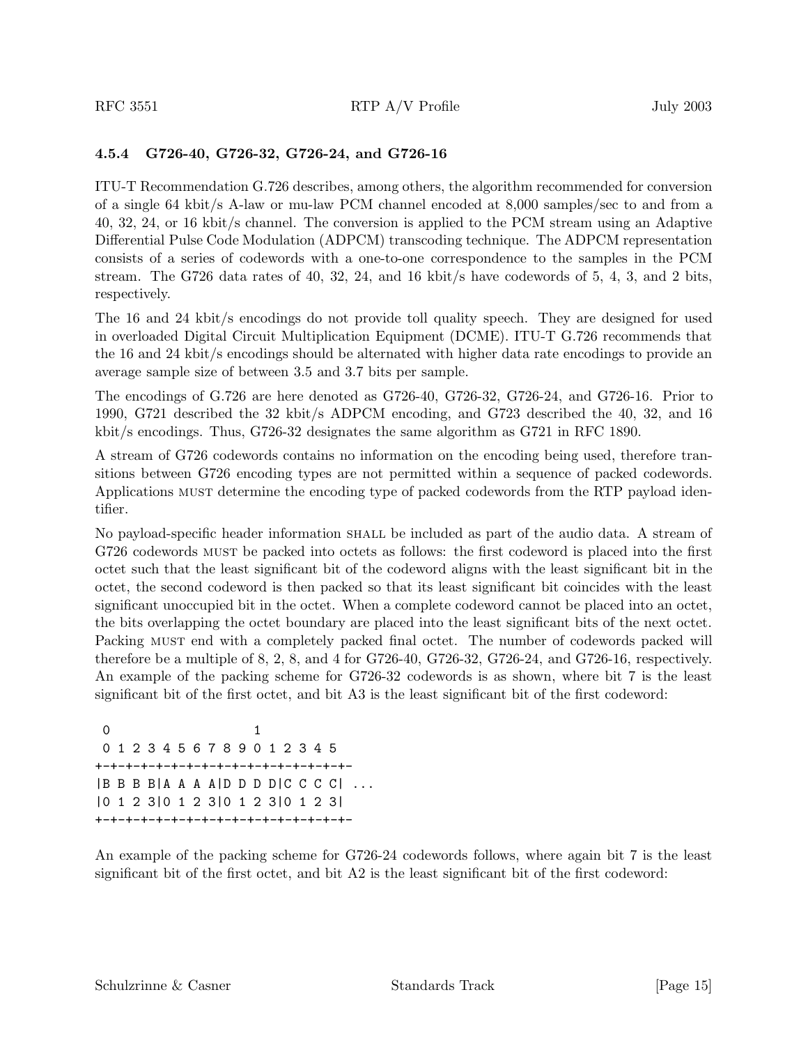### 4.5.4 G726-40, G726-32, G726-24, and G726-16

ITU-T Recommendation G.726 describes, among others, the algorithm recommended for conversion of a single 64 kbit/s A-law or mu-law PCM channel encoded at 8,000 samples/sec to and from a 40, 32, 24, or 16 kbit/s channel. The conversion is applied to the PCM stream using an Adaptive Differential Pulse Code Modulation (ADPCM) transcoding technique. The ADPCM representation consists of a series of codewords with a one-to-one correspondence to the samples in the PCM stream. The G726 data rates of 40, 32, 24, and 16 kbit/s have codewords of 5, 4, 3, and 2 bits, respectively.

The 16 and 24 kbit/s encodings do not provide toll quality speech. They are designed for used in overloaded Digital Circuit Multiplication Equipment (DCME). ITU-T G.726 recommends that the 16 and 24 kbit/s encodings should be alternated with higher data rate encodings to provide an average sample size of between 3.5 and 3.7 bits per sample.

The encodings of G.726 are here denoted as G726-40, G726-32, G726-24, and G726-16. Prior to 1990, G721 described the 32 kbit/s ADPCM encoding, and G723 described the 40, 32, and 16 kbit/s encodings. Thus, G726-32 designates the same algorithm as G721 in RFC 1890.

A stream of G726 codewords contains no information on the encoding being used, therefore transitions between G726 encoding types are not permitted within a sequence of packed codewords. Applications MUST determine the encoding type of packed codewords from the RTP payload identifier.

No payload-specific header information SHALL be included as part of the audio data. A stream of G726 codewords MUST be packed into octets as follows: the first codeword is placed into the first octet such that the least significant bit of the codeword aligns with the least significant bit in the octet, the second codeword is then packed so that its least significant bit coincides with the least significant unoccupied bit in the octet. When a complete codeword cannot be placed into an octet, the bits overlapping the octet boundary are placed into the least significant bits of the next octet. Packing MUST end with a completely packed final octet. The number of codewords packed will therefore be a multiple of 8, 2, 8, and 4 for G726-40, G726-32, G726-24, and G726-16, respectively. An example of the packing scheme for G726-32 codewords is as shown, where bit 7 is the least significant bit of the first octet, and bit A3 is the least significant bit of the first codeword:

```
 0                   1
 0 1 2 3 4 5 6 7 8 9 0 1 2 3 4 5
+-+-+-+-+-+-+-+-+-+-+-+-+-+-+-+-
|B B B B|A A A A|D D D D|C C C C| ...
|0 1 2 3|0 1 2 3|0 1 2 3|0 1 2 3|
+-+-+-+-+-+-+-+-+-+-+-+-+-+-+-+-
```

An example of the packing scheme for G726-24 codewords follows, where again bit 7 is the least significant bit of the first octet, and bit A2 is the least significant bit of the first codeword: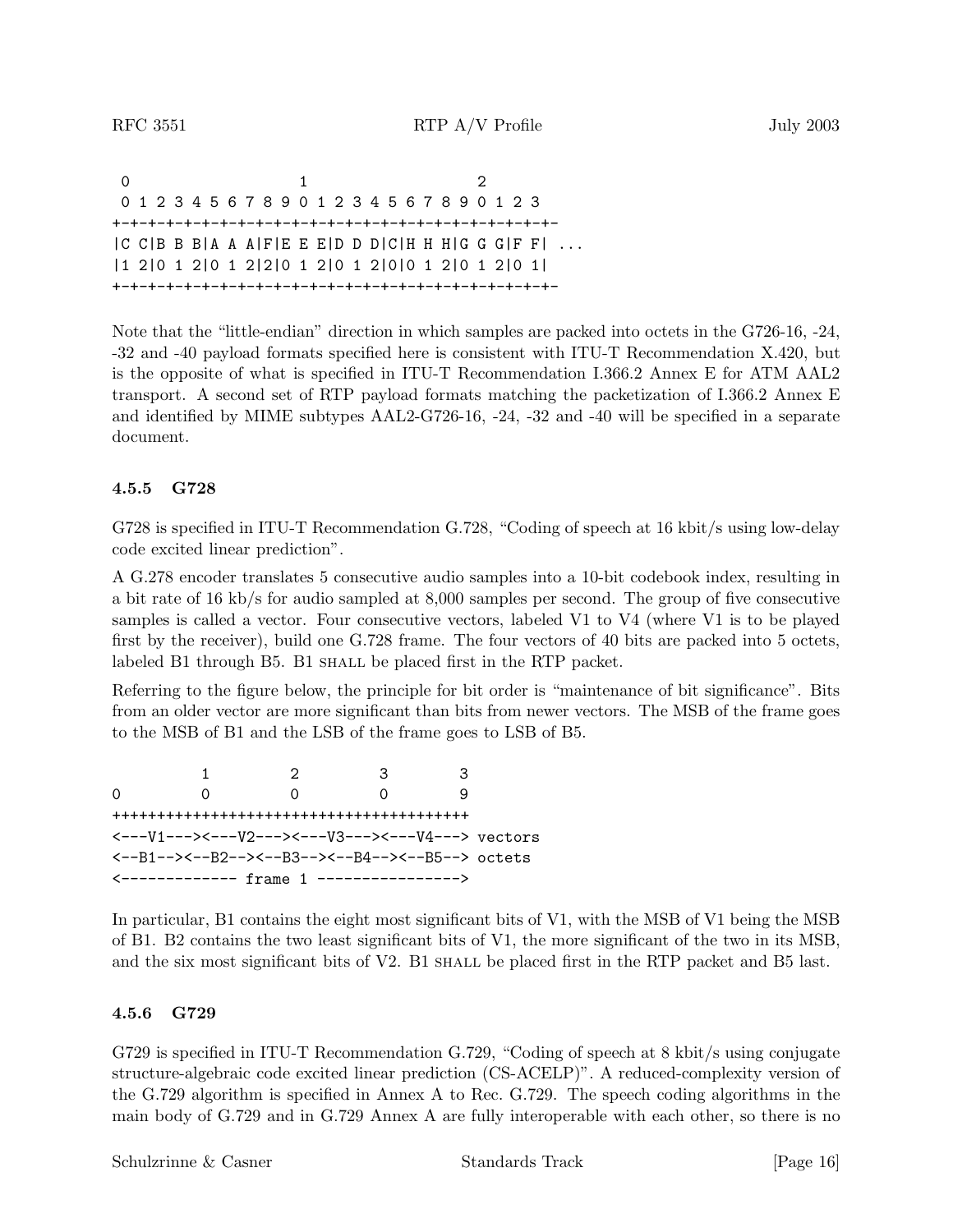```
 0                   1                   2
 0 1 2 3 4 5 6 7 8 9 0 1 2 3 4 5 6 7 8 9 0 1 2 3
+-+-+-+-+-+-+-+-+-+-+-+-+-+-+-+-+-+-+-+-+-+-+-+-
|C C|B B B|A A A|F|E E E|D D D|C|H H H|G G G|F F| ...
|1 2|0 1 2|0 1 2|2|0 1 2|0 1 2|0|0 1 2|0 1 2|0 1|
+-+-+-+-+-+-+-+-+-+-+-+-+-+-+-+-+-+-+-+-+-+-+-+-
```

Note that the "little-endian" direction in which samples are packed into octets in the G726-16, -24, -32 and -40 payload formats specified here is consistent with ITU-T Recommendation X.420, but is the opposite of what is specified in ITU-T Recommendation I.366.2 Annex E for ATM AAL2 transport. A second set of RTP payload formats matching the packetization of I.366.2 Annex E and identified by MIME subtypes AAL2-G726-16, -24, -32 and -40 will be specified in a separate document.

#### 4.5.5 G728

G728 is specified in ITU-T Recommendation G.728, "Coding of speech at 16 kbit/s using low-delay code excited linear prediction".

A G.278 encoder translates 5 consecutive audio samples into a 10-bit codebook index, resulting in a bit rate of 16 kb/s for audio sampled at 8,000 samples per second. The group of five consecutive samples is called a vector. Four consecutive vectors, labeled V1 to V4 (where V1 is to be played first by the receiver), build one G.728 frame. The four vectors of 40 bits are packed into 5 octets, labeled B1 through B5. B1 SHALL be placed first in the RTP packet.

Referring to the figure below, the principle for bit order is "maintenance of bit significance". Bits from an older vector are more significant than bits from newer vectors. The MSB of the frame goes to the MSB of B1 and the LSB of the frame goes to LSB of B5.

```
          1         2         3        3
0         0         0         0        9
++++++++++++++++++++++++++++++++++++++++
<---V1---><---V2---><---V3---><---V4---> vectors
<--B1--><--B2--><--B3--><--B4--><--B5--> octets
<------------- frame 1 ---------------->
```

In particular, B1 contains the eight most significant bits of V1, with the MSB of V1 being the MSB of B1. B2 contains the two least significant bits of V1, the more significant of the two in its MSB, and the six most significant bits of V2. B1 SHALL be placed first in the RTP packet and B5 last.

#### 4.5.6 G729

G729 is specified in ITU-T Recommendation G.729, "Coding of speech at 8 kbit/s using conjugate structure-algebraic code excited linear prediction (CS-ACELP)". A reduced-complexity version of the G.729 algorithm is specified in Annex A to Rec. G.729. The speech coding algorithms in the main body of G.729 and in G.729 Annex A are fully interoperable with each other, so there is no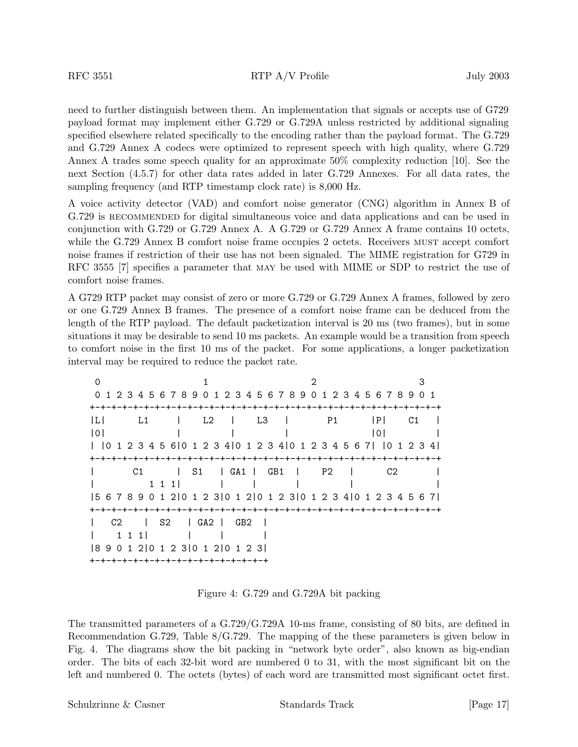need to further distinguish between them. An implementation that signals or accepts use of G729 payload format may implement either G.729 or G.729A unless restricted by additional signaling specified elsewhere related specifically to the encoding rather than the payload format. The G.729 and G.729 Annex A codecs were optimized to represent speech with high quality, where G.729 Annex A trades some speech quality for an approximate 50% complexity reduction [10]. See the next Section (4.5.7) for other data rates added in later G.729 Annexes. For all data rates, the sampling frequency (and RTP timestamp clock rate) is 8,000 Hz.

A voice activity detector (VAD) and comfort noise generator (CNG) algorithm in Annex B of G.729 is RECOMMENDED for digital simultaneous voice and data applications and can be used in conjunction with G.729 or G.729 Annex A. A G.729 or G.729 Annex A frame contains 10 octets, while the G.729 Annex B comfort noise frame occupies 2 octets. Receivers MUST accept comfort noise frames if restriction of their use has not been signaled. The MIME registration for G729 in RFC 3555 [7] specifies a parameter that MAY be used with MIME or SDP to restrict the use of comfort noise frames.

A G729 RTP packet may consist of zero or more G.729 or G.729 Annex A frames, followed by zero or one G.729 Annex B frames. The presence of a comfort noise frame can be deduced from the length of the RTP payload. The default packetization interval is 20 ms (two frames), but in some situations it may be desirable to send 10 ms packets. An example would be a transition from speech to comfort noise in the first 10 ms of the packet. For some applications, a longer packetization interval may be required to reduce the packet rate.

```
 0                   1                   2                   3
 0 1 2 3 4 5 6 7 8 9 0 1 2 3 4 5 6 7 8 9 0 1 2 3 4 5 6 7 8 9 0 1
+-+-+-+-+-+-+-+-+-+-+-+-+-+-+-+-+-+-+-+-+-+-+-+-+-+-+-+-+-+-+-+-+
|L|      L1     |    L2   |    L3   |       P1      |P|    C1   |
|0|             |         |         |               |0|         |
| |0 1 2 3 4 5 6|0 1 2 3 4|0 1 2 3 4|0 1 2 3 4 5 6 7| |0 1 2 3 4|
+-+-+-+-+-+-+-+-+-+-+-+-+-+-+-+-+-+-+-+-+-+-+-+-+-+-+-+-+-+-+-+-+
|       C1      |  S1   | GA1 |  GB1  |    P2   |      C2       |
|          1 1 1|       |     |       |         |               |
|5 6 7 8 9 0 1 2|0 1 2 3|0 1 2|0 1 2 3|0 1 2 3 4|0 1 2 3 4 5 6 7|
+-+-+-+-+-+-+-+-+-+-+-+-+-+-+-+-+-+-+-+-+-+-+-+-+-+-+-+-+-+-+-+-+
|   C2    |  S2   | GA2 |  GB2  |
|    1 1 1|       |     |       |
|8 9 0 1 2|0 1 2 3|0 1 2|0 1 2 3|
+-+-+-+-+-+-+-+-+-+-+-+-+-+-+-+-+
```

Figure 4: G.729 and G.729A bit packing

The transmitted parameters of a G.729/G.729A 10-ms frame, consisting of 80 bits, are defined in Recommendation G.729, Table 8/G.729. The mapping of the these parameters is given below in Fig. 4. The diagrams show the bit packing in "network byte order", also known as big-endian order. The bits of each 32-bit word are numbered 0 to 31, with the most significant bit on the left and numbered 0. The octets (bytes) of each word are transmitted most significant octet first.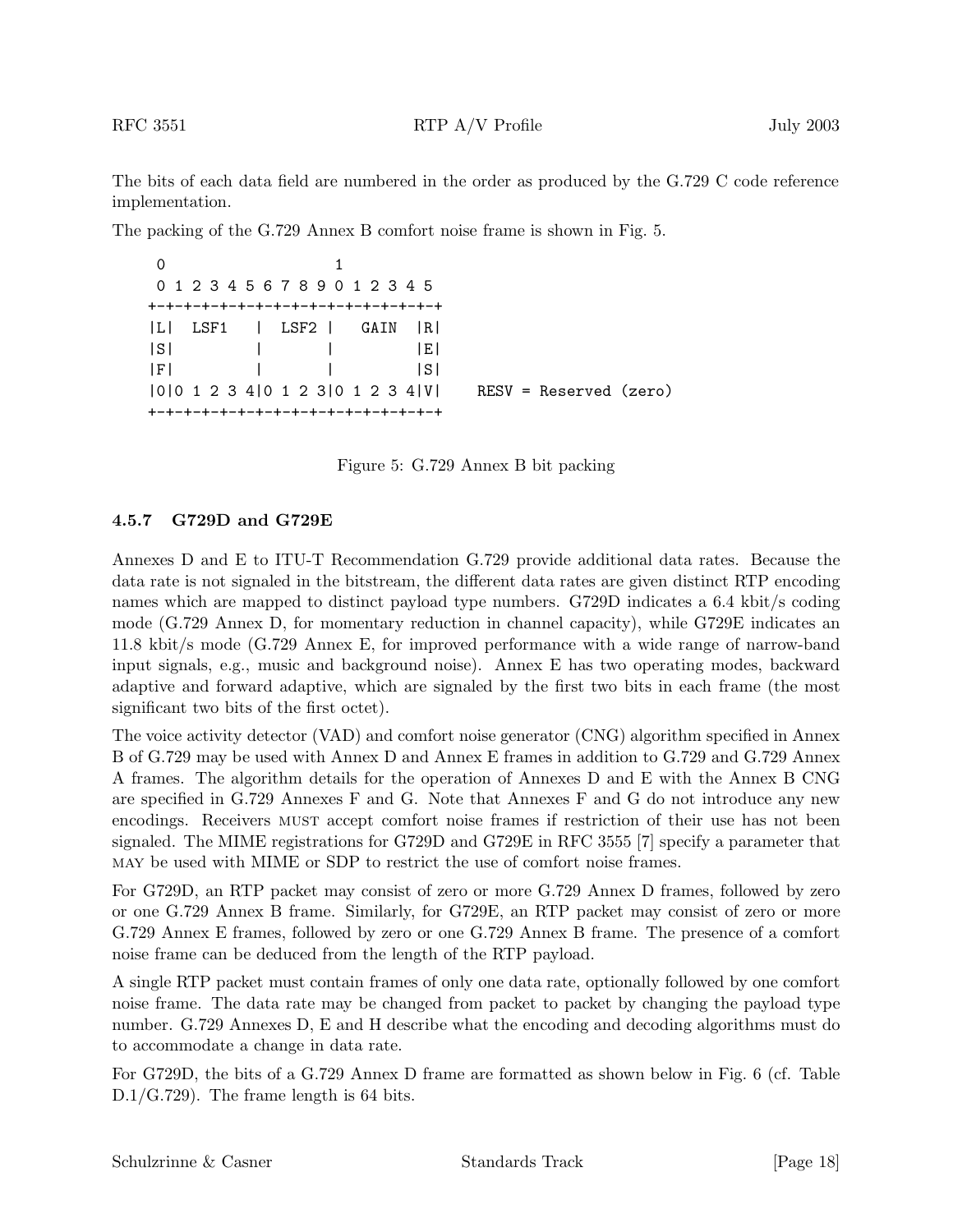The bits of each data field are numbered in the order as produced by the G.729 C code reference implementation.

The packing of the G.729 Annex B comfort noise frame is shown in Fig. 5.

```
 0                   1
 0 1 2 3 4 5 6 7 8 9 0 1 2 3 4 5
+-+-+-+-+-+-+-+-+-+-+-+-+-+-+-+-+
|L|  LSF1   |  LSF2 |   GAIN  |R|
|S|         |       |         |E|
|F|         |       |         |S|
|0|0 1 2 3 4|0 1 2 3|0 1 2 3 4|V|    RESV = Reserved (zero)
+-+-+-+-+-+-+-+-+-+-+-+-+-+-+-+-+
```

Figure 5: G.729 Annex B bit packing

### 4.5.7 G729D and G729E

Annexes D and E to ITU-T Recommendation G.729 provide additional data rates. Because the data rate is not signaled in the bitstream, the different data rates are given distinct RTP encoding names which are mapped to distinct payload type numbers. G729D indicates a 6.4 kbit/s coding mode (G.729 Annex D, for momentary reduction in channel capacity), while G729E indicates an 11.8 kbit/s mode (G.729 Annex E, for improved performance with a wide range of narrow-band input signals, e.g., music and background noise). Annex E has two operating modes, backward adaptive and forward adaptive, which are signaled by the first two bits in each frame (the most significant two bits of the first octet).

The voice activity detector (VAD) and comfort noise generator (CNG) algorithm specified in Annex B of G.729 may be used with Annex D and Annex E frames in addition to G.729 and G.729 Annex A frames. The algorithm details for the operation of Annexes D and E with the Annex B CNG are specified in G.729 Annexes F and G. Note that Annexes F and G do not introduce any new encodings. Receivers MUST accept comfort noise frames if restriction of their use has not been signaled. The MIME registrations for G729D and G729E in RFC 3555 [7] specify a parameter that MAY be used with MIME or SDP to restrict the use of comfort noise frames.

For G729D, an RTP packet may consist of zero or more G.729 Annex D frames, followed by zero or one G.729 Annex B frame. Similarly, for G729E, an RTP packet may consist of zero or more G.729 Annex E frames, followed by zero or one G.729 Annex B frame. The presence of a comfort noise frame can be deduced from the length of the RTP payload.

A single RTP packet must contain frames of only one data rate, optionally followed by one comfort noise frame. The data rate may be changed from packet to packet by changing the payload type number. G.729 Annexes D, E and H describe what the encoding and decoding algorithms must do to accommodate a change in data rate.

For G729D, the bits of a G.729 Annex D frame are formatted as shown below in Fig. 6 (cf. Table D.1/G.729). The frame length is 64 bits.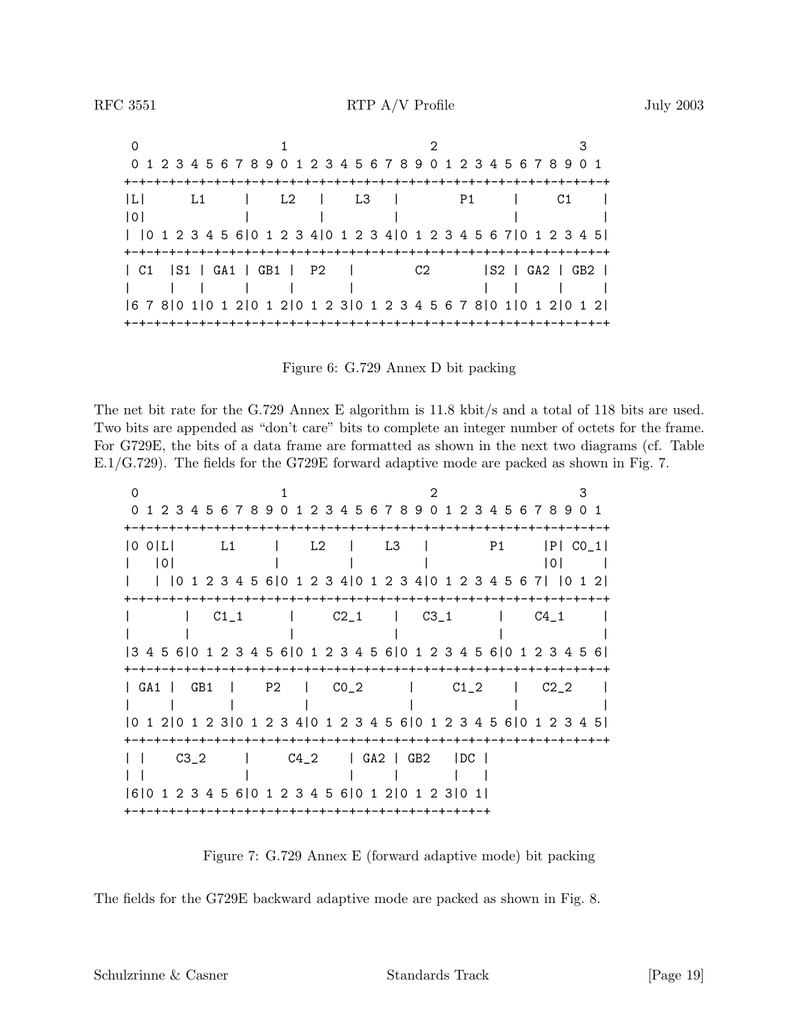```
 0                   1                   2                   3
 0 1 2 3 4 5 6 7 8 9 0 1 2 3 4 5 6 7 8 9 0 1 2 3 4 5 6 7 8 9 0 1
+-+-+-+-+-+-+-+-+-+-+-+-+-+-+-+-+-+-+-+-+-+-+-+-+-+-+-+-+-+-+-+-+
|L|      L1     |    L2   |    L3   |       P1      |      C1   |
|0|             |         |         |               |           |
| |0 1 2 3 4 5 6|0 1 2 3 4|0 1 2 3 4|0 1 2 3 4 5 6 7|0 1 2 3 4 5|
+-+-+-+-+-+-+-+-+-+-+-+-+-+-+-+-+-+-+-+-+-+-+-+-+-+-+-+-+-+-+-+-+
| C1  |S1 | GA1 | GB1 |  P2   |        C2       |S2 | GA2 | GB2 |
|     |   |     |     |       |                 |   |     |     |
|6 7 8|0 1|0 1 2|0 1 2|0 1 2 3|0 1 2 3 4 5 6 7 8|0 1|0 1 2|0 1 2|
+-+-+-+-+-+-+-+-+-+-+-+-+-+-+-+-+-+-+-+-+-+-+-+-+-+-+-+-+-+-+-+-+
```

Figure 6: G.729 Annex D bit packing

The net bit rate for the G.729 Annex E algorithm is 11.8 kbit/s and a total of 118 bits are used. Two bits are appended as "don't care" bits to complete an integer number of octets for the frame. For G729E, the bits of a data frame are formatted as shown in the next two diagrams (cf. Table E.1/G.729). The fields for the G729E forward adaptive mode are packed as shown in Fig. 7.

```
 0                   1                   2                   3
 0 1 2 3 4 5 6 7 8 9 0 1 2 3 4 5 6 7 8 9 0 1 2 3 4 5 6 7 8 9 0 1
+-+-+-+-+-+-+-+-+-+-+-+-+-+-+-+-+-+-+-+-+-+-+-+-+-+-+-+-+-+-+-+-+
|0 0|L|      L1     |    L2   |    L3   |       P1      |P| C0_1|
|   |0|             |         |         |               |0|     |
|   | |0 1 2 3 4 5 6|0 1 2 3 4|0 1 2 3 4|0 1 2 3 4 5 6 7| |0 1 2|
+-+-+-+-+-+-+-+-+-+-+-+-+-+-+-+-+-+-+-+-+-+-+-+-+-+-+-+-+-+-+-+-+
|       |   C1_1      |     C2_1    |   C3_1      |    C4_1     |
|       |             |             |             |             |
|3 4 5 6|0 1 2 3 4 5 6|0 1 2 3 4 5 6|0 1 2 3 4 5 6|0 1 2 3 4 5 6|
+-+-+-+-+-+-+-+-+-+-+-+-+-+-+-+-+-+-+-+-+-+-+-+-+-+-+-+-+-+-+-+-+
| GA1 |  GB1  |    P2   |   C0_2      |     C1_2    |    C2_2   |
|     |       |         |             |             |           |
|0 1 2|0 1 2 3|0 1 2 3 4|0 1 2 3 4 5 6|0 1 2 3 4 5 6|0 1 2 3 4 5|
+-+-+-+-+-+-+-+-+-+-+-+-+-+-+-+-+-+-+-+-+-+-+-+-+-+-+-+-+-+-+-+-+
| |    C3_2     |     C4_2    | GA2 | GB2   |DC |
| |             |             |     |       |   |
|6|0 1 2 3 4 5 6|0 1 2 3 4 5 6|0 1 2|0 1 2 3|0 1|
+-+-+-+-+-+-+-+-+-+-+-+-+-+-+-+-+-+-+-+-+-+-+-+-+
```

Figure 7: G.729 Annex E (forward adaptive mode) bit packing

The fields for the G729E backward adaptive mode are packed as shown in Fig. 8.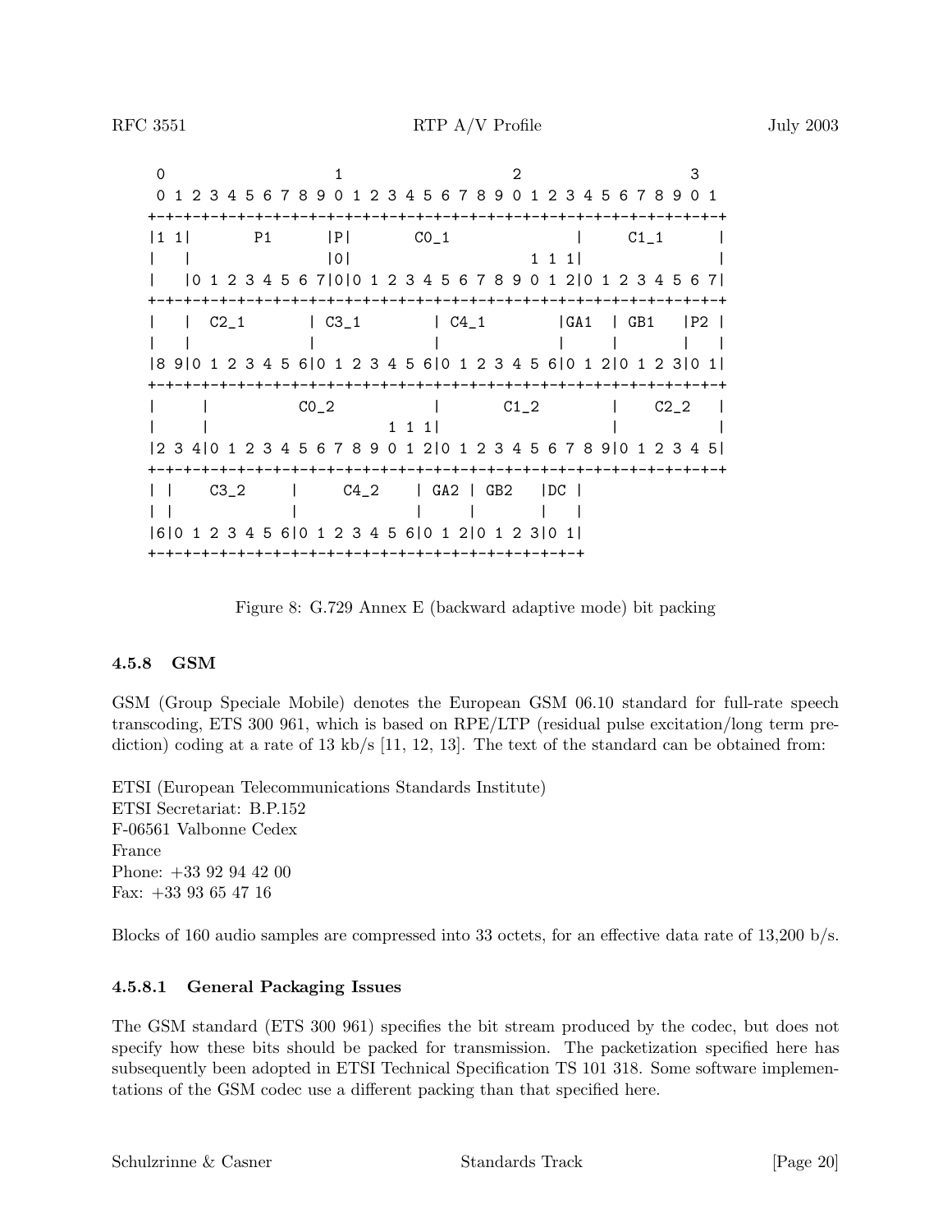```
 0                   1                   2                   3
 0 1 2 3 4 5 6 7 8 9 0 1 2 3 4 5 6 7 8 9 0 1 2 3 4 5 6 7 8 9 0 1
+-+-+-+-+-+-+-+-+-+-+-+-+-+-+-+-+-+-+-+-+-+-+-+-+-+-+-+-+-+-+-+-+
|1 1|       P1      |P|       C0_1              |     C1_1      |
|   |               |0|                   1 1 1|                |
|   |0 1 2 3 4 5 6 7|0|0 1 2 3 4 5 6 7 8 9 0 1 2|0 1 2 3 4 5 6 7|
+-+-+-+-+-+-+-+-+-+-+-+-+-+-+-+-+-+-+-+-+-+-+-+-+-+-+-+-+-+-+-+-+
|   |  C2_1       | C3_1        | C4_1        |GA1  | GB1   |P2 |
|   |             |             |             |     |       |   |
|8 9|0 1 2 3 4 5 6|0 1 2 3 4 5 6|0 1 2 3 4 5 6|0 1 2|0 1 2 3|0 1|
+-+-+-+-+-+-+-+-+-+-+-+-+-+-+-+-+-+-+-+-+-+-+-+-+-+-+-+-+-+-+-+-+
|     |          C0_2           |       C1_2        |    C2_2   |
|     |                    1 1 1|                   |           |
|2 3 4|0 1 2 3 4 5 6 7 8 9 0 1 2|0 1 2 3 4 5 6 7 8 9|0 1 2 3 4 5|
+-+-+-+-+-+-+-+-+-+-+-+-+-+-+-+-+-+-+-+-+-+-+-+-+-+-+-+-+-+-+-+-+
| |    C3_2     |     C4_2    | GA2 | GB2   |DC |
| |             |             |     |       |   |
|6|0 1 2 3 4 5 6|0 1 2 3 4 5 6|0 1 2|0 1 2 3|0 1|
+-+-+-+-+-+-+-+-+-+-+-+-+-+-+-+-+-+-+-+-+-+-+-+-+
```

Figure 8: G.729 Annex E (backward adaptive mode) bit packing

#### 4.5.8 GSM

GSM (Group Speciale Mobile) denotes the European GSM 06.10 standard for full-rate speech transcoding, ETS 300 961, which is based on RPE/LTP (residual pulse excitation/long term prediction) coding at a rate of 13 kb/s [11, 12, 13]. The text of the standard can be obtained from:

ETSI (European Telecommunications Standards Institute)
ETSI Secretariat: B.P.152
F-06561 Valbonne Cedex
France
Phone: +33 92 94 42 00
Fax: +33 93 65 47 16

Blocks of 160 audio samples are compressed into 33 octets, for an effective data rate of 13,200 b/s.

##### 4.5.8.1 General Packaging Issues

The GSM standard (ETS 300 961) specifies the bit stream produced by the codec, but does not specify how these bits should be packed for transmission. The packetization specified here has subsequently been adopted in ETSI Technical Specification TS 101 318. Some software implementations of the GSM codec use a different packing than that specified here.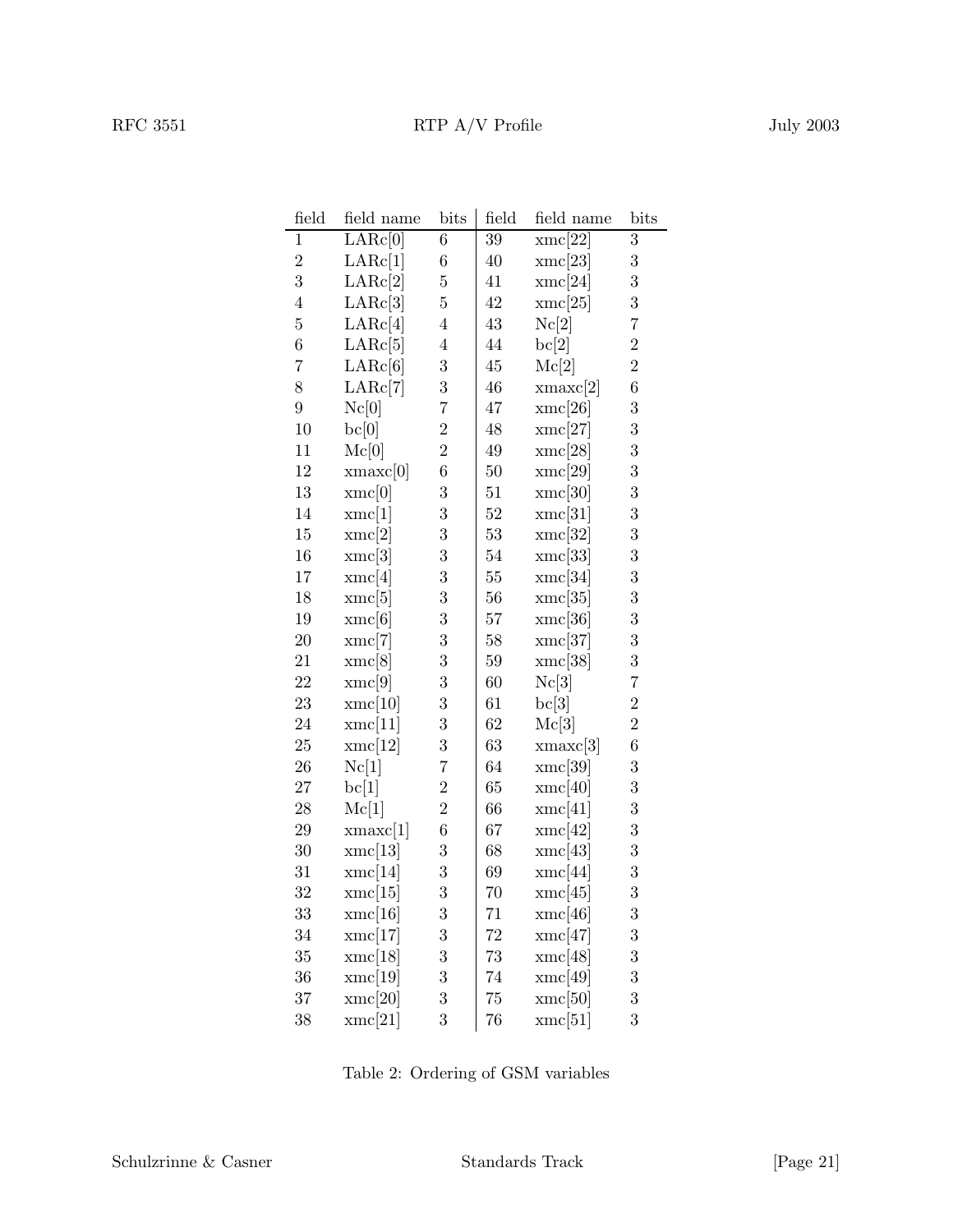| field | field name | bits | field | field name | bits |
|---|---|---|---|---|---|
| 1 | LARc[0] | 6 | 39 | xmc[22] | 3 |
| 2 | LARc[1] | 6 | 40 | xmc[23] | 3 |
| 3 | LARc[2] | 5 | 41 | xmc[24] | 3 |
| 4 | LARc[3] | 5 | 42 | xmc[25] | 3 |
| 5 | LARc[4] | 4 | 43 | Nc[2] | 7 |
| 6 | LARc[5] | 4 | 44 | bc[2] | 2 |
| 7 | LARc[6] | 3 | 45 | Mc[2] | 2 |
| 8 | LARc[7] | 3 | 46 | xmaxc[2] | 6 |
| 9 | Nc[0] | 7 | 47 | xmc[26] | 3 |
| 10 | bc[0] | 2 | 48 | xmc[27] | 3 |
| 11 | Mc[0] | 2 | 49 | xmc[28] | 3 |
| 12 | xmaxc[0] | 6 | 50 | xmc[29] | 3 |
| 13 | xmc[0] | 3 | 51 | xmc[30] | 3 |
| 14 | xmc[1] | 3 | 52 | xmc[31] | 3 |
| 15 | xmc[2] | 3 | 53 | xmc[32] | 3 |
| 16 | xmc[3] | 3 | 54 | xmc[33] | 3 |
| 17 | xmc[4] | 3 | 55 | xmc[34] | 3 |
| 18 | xmc[5] | 3 | 56 | xmc[35] | 3 |
| 19 | xmc[6] | 3 | 57 | xmc[36] | 3 |
| 20 | xmc[7] | 3 | 58 | xmc[37] | 3 |
| 21 | xmc[8] | 3 | 59 | xmc[38] | 3 |
| 22 | xmc[9] | 3 | 60 | Nc[3] | 7 |
| 23 | xmc[10] | 3 | 61 | bc[3] | 2 |
| 24 | xmc[11] | 3 | 62 | Mc[3] | 2 |
| 25 | xmc[12] | 3 | 63 | xmaxc[3] | 6 |
| 26 | Nc[1] | 7 | 64 | xmc[39] | 3 |
| 27 | bc[1] | 2 | 65 | xmc[40] | 3 |
| 28 | Mc[1] | 2 | 66 | xmc[41] | 3 |
| 29 | xmaxc[1] | 6 | 67 | xmc[42] | 3 |
| 30 | xmc[13] | 3 | 68 | xmc[43] | 3 |
| 31 | xmc[14] | 3 | 69 | xmc[44] | 3 |
| 32 | xmc[15] | 3 | 70 | xmc[45] | 3 |
| 33 | xmc[16] | 3 | 71 | xmc[46] | 3 |
| 34 | xmc[17] | 3 | 72 | xmc[47] | 3 |
| 35 | xmc[18] | 3 | 73 | xmc[48] | 3 |
| 36 | xmc[19] | 3 | 74 | xmc[49] | 3 |
| 37 | xmc[20] | 3 | 75 | xmc[50] | 3 |
| 38 | xmc[21] | 3 | 76 | xmc[51] | 3 |

Table 2: Ordering of GSM variables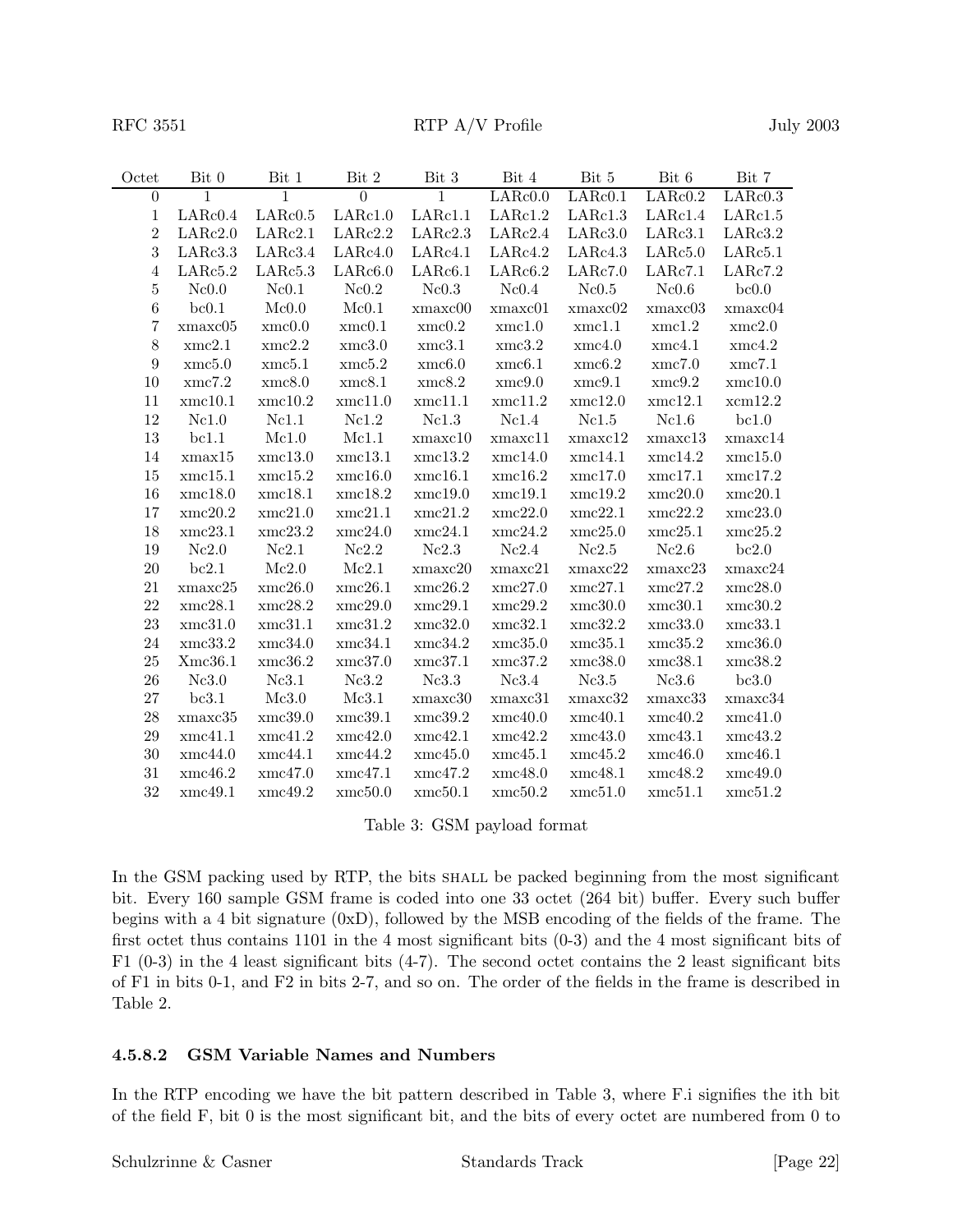| Octet | Bit 0 | Bit 1 | Bit 2 | Bit 3 | Bit 4 | Bit 5 | Bit 6 | Bit 7 |
|---|---|---|---|---|---|---|---|---|
| 0 | 1 | 1 | 0 | 1 | LARc0.0 | LARc0.1 | LARc0.2 | LARc0.3 |
| 1 | LARc0.4 | LARc0.5 | LARc1.0 | LARc1.1 | LARc1.2 | LARc1.3 | LARc1.4 | LARc1.5 |
| 2 | LARc2.0 | LARc2.1 | LARc2.2 | LARc2.3 | LARc2.4 | LARc3.0 | LARc3.1 | LARc3.2 |
| 3 | LARc3.3 | LARc3.4 | LARc4.0 | LARc4.1 | LARc4.2 | LARc4.3 | LARc5.0 | LARc5.1 |
| 4 | LARc5.2 | LARc5.3 | LARc6.0 | LARc6.1 | LARc6.2 | LARc7.0 | LARc7.1 | LARc7.2 |
| 5 | Nc0.0 | Nc0.1 | Nc0.2 | Nc0.3 | Nc0.4 | Nc0.5 | Nc0.6 | bc0.0 |
| 6 | bc0.1 | Mc0.0 | Mc0.1 | xmaxc00 | xmaxc01 | xmaxc02 | xmaxc03 | xmaxc04 |
| 7 | xmaxc05 | xmc0.0 | xmc0.1 | xmc0.2 | xmc1.0 | xmc1.1 | xmc1.2 | xmc2.0 |
| 8 | xmc2.1 | xmc2.2 | xmc3.0 | xmc3.1 | xmc3.2 | xmc4.0 | xmc4.1 | xmc4.2 |
| 9 | xmc5.0 | xmc5.1 | xmc5.2 | xmc6.0 | xmc6.1 | xmc6.2 | xmc7.0 | xmc7.1 |
| 10 | xmc7.2 | xmc8.0 | xmc8.1 | xmc8.2 | xmc9.0 | xmc9.1 | xmc9.2 | xmc10.0 |
| 11 | xmc10.1 | xmc10.2 | xmc11.0 | xmc11.1 | xmc11.2 | xmc12.0 | xmc12.1 | xcm12.2 |
| 12 | Nc1.0 | Nc1.1 | Nc1.2 | Nc1.3 | Nc1.4 | Nc1.5 | Nc1.6 | bc1.0 |
| 13 | bc1.1 | Mc1.0 | Mc1.1 | xmaxc10 | xmaxc11 | xmaxc12 | xmaxc13 | xmaxc14 |
| 14 | xmax15 | xmc13.0 | xmc13.1 | xmc13.2 | xmc14.0 | xmc14.1 | xmc14.2 | xmc15.0 |
| 15 | xmc15.1 | xmc15.2 | xmc16.0 | xmc16.1 | xmc16.2 | xmc17.0 | xmc17.1 | xmc17.2 |
| 16 | xmc18.0 | xmc18.1 | xmc18.2 | xmc19.0 | xmc19.1 | xmc19.2 | xmc20.0 | xmc20.1 |
| 17 | xmc20.2 | xmc21.0 | xmc21.1 | xmc21.2 | xmc22.0 | xmc22.1 | xmc22.2 | xmc23.0 |
| 18 | xmc23.1 | xmc23.2 | xmc24.0 | xmc24.1 | xmc24.2 | xmc25.0 | xmc25.1 | xmc25.2 |
| 19 | Nc2.0 | Nc2.1 | Nc2.2 | Nc2.3 | Nc2.4 | Nc2.5 | Nc2.6 | bc2.0 |
| 20 | bc2.1 | Mc2.0 | Mc2.1 | xmaxc20 | xmaxc21 | xmaxc22 | xmaxc23 | xmaxc24 |
| 21 | xmaxc25 | xmc26.0 | xmc26.1 | xmc26.2 | xmc27.0 | xmc27.1 | xmc27.2 | xmc28.0 |
| 22 | xmc28.1 | xmc28.2 | xmc29.0 | xmc29.1 | xmc29.2 | xmc30.0 | xmc30.1 | xmc30.2 |
| 23 | xmc31.0 | xmc31.1 | xmc31.2 | xmc32.0 | xmc32.1 | xmc32.2 | xmc33.0 | xmc33.1 |
| 24 | xmc33.2 | xmc34.0 | xmc34.1 | xmc34.2 | xmc35.0 | xmc35.1 | xmc35.2 | xmc36.0 |
| 25 | Xmc36.1 | xmc36.2 | xmc37.0 | xmc37.1 | xmc37.2 | xmc38.0 | xmc38.1 | xmc38.2 |
| 26 | Nc3.0 | Nc3.1 | Nc3.2 | Nc3.3 | Nc3.4 | Nc3.5 | Nc3.6 | bc3.0 |
| 27 | bc3.1 | Mc3.0 | Mc3.1 | xmaxc30 | xmaxc31 | xmaxc32 | xmaxc33 | xmaxc34 |
| 28 | xmaxc35 | xmc39.0 | xmc39.1 | xmc39.2 | xmc40.0 | xmc40.1 | xmc40.2 | xmc41.0 |
| 29 | xmc41.1 | xmc41.2 | xmc42.0 | xmc42.1 | xmc42.2 | xmc43.0 | xmc43.1 | xmc43.2 |
| 30 | xmc44.0 | xmc44.1 | xmc44.2 | xmc45.0 | xmc45.1 | xmc45.2 | xmc46.0 | xmc46.1 |
| 31 | xmc46.2 | xmc47.0 | xmc47.1 | xmc47.2 | xmc48.0 | xmc48.1 | xmc48.2 | xmc49.0 |
| 32 | xmc49.1 | xmc49.2 | xmc50.0 | xmc50.1 | xmc50.2 | xmc51.0 | xmc51.1 | xmc51.2 |

Table 3: GSM payload format

In the GSM packing used by RTP, the bits SHALL be packed beginning from the most significant bit. Every 160 sample GSM frame is coded into one 33 octet (264 bit) buffer. Every such buffer begins with a 4 bit signature (0xD), followed by the MSB encoding of the fields of the frame. The first octet thus contains 1101 in the 4 most significant bits (0-3) and the 4 most significant bits of F1 (0-3) in the 4 least significant bits (4-7). The second octet contains the 2 least significant bits of F1 in bits 0-1, and F2 in bits 2-7, and so on. The order of the fields in the frame is described in Table 2.

#### 4.5.8.2 GSM Variable Names and Numbers

In the RTP encoding we have the bit pattern described in Table 3, where F.i signifies the ith bit of the field F, bit 0 is the most significant bit, and the bits of every octet are numbered from 0 to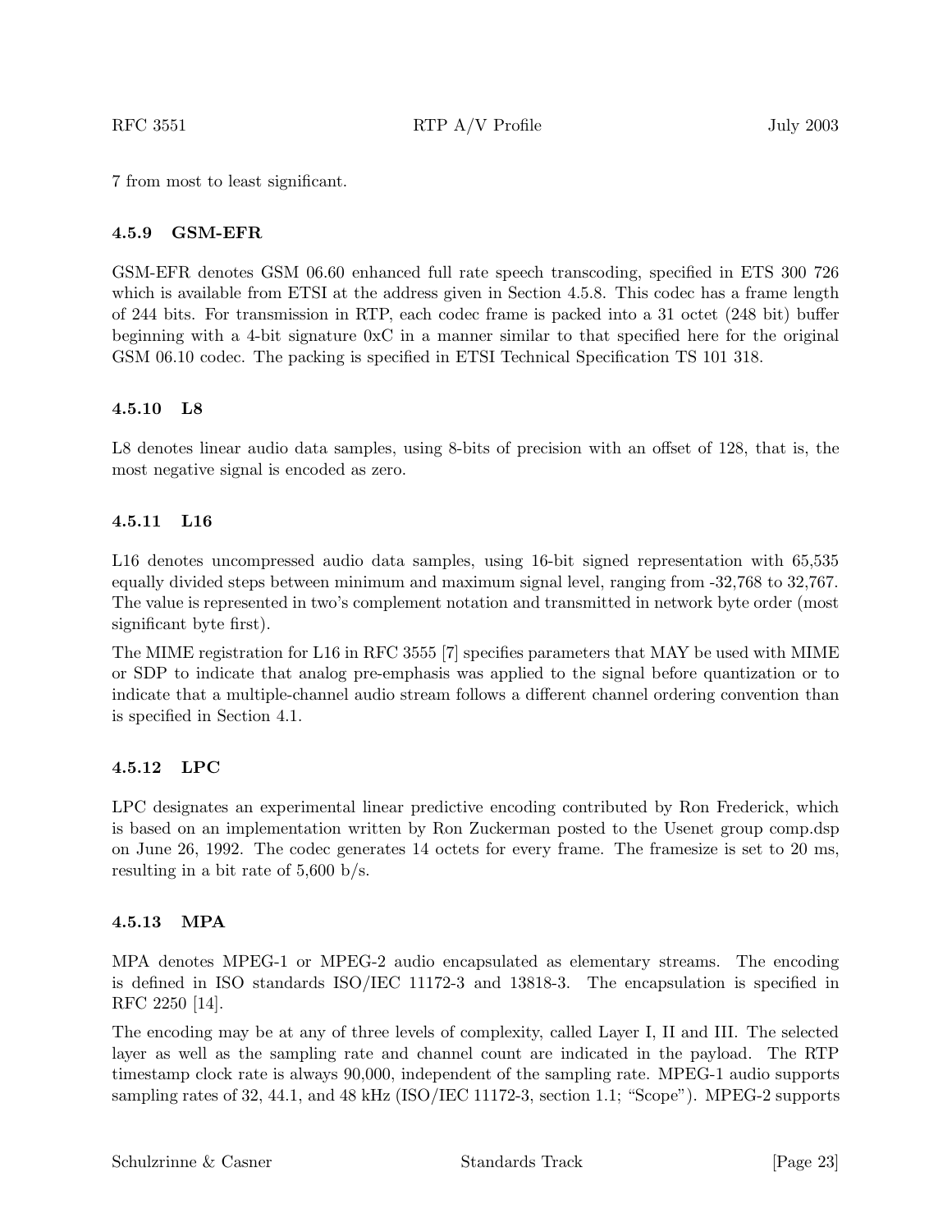7 from most to least significant.

### 4.5.9 GSM-EFR

GSM-EFR denotes GSM 06.60 enhanced full rate speech transcoding, specified in ETS 300 726 which is available from ETSI at the address given in Section 4.5.8. This codec has a frame length of 244 bits. For transmission in RTP, each codec frame is packed into a 31 octet (248 bit) buffer beginning with a 4-bit signature 0xC in a manner similar to that specified here for the original GSM 06.10 codec. The packing is specified in ETSI Technical Specification TS 101 318.

### 4.5.10 L8

L8 denotes linear audio data samples, using 8-bits of precision with an offset of 128, that is, the most negative signal is encoded as zero.

### 4.5.11 L16

L16 denotes uncompressed audio data samples, using 16-bit signed representation with 65,535 equally divided steps between minimum and maximum signal level, ranging from -32,768 to 32,767. The value is represented in two's complement notation and transmitted in network byte order (most significant byte first).

The MIME registration for L16 in RFC 3555 [7] specifies parameters that MAY be used with MIME or SDP to indicate that analog pre-emphasis was applied to the signal before quantization or to indicate that a multiple-channel audio stream follows a different channel ordering convention than is specified in Section 4.1.

### 4.5.12 LPC

LPC designates an experimental linear predictive encoding contributed by Ron Frederick, which is based on an implementation written by Ron Zuckerman posted to the Usenet group comp.dsp on June 26, 1992. The codec generates 14 octets for every frame. The framesize is set to 20 ms, resulting in a bit rate of 5,600 b/s.

### 4.5.13 MPA

MPA denotes MPEG-1 or MPEG-2 audio encapsulated as elementary streams. The encoding is defined in ISO standards ISO/IEC 11172-3 and 13818-3. The encapsulation is specified in RFC 2250 [14].

The encoding may be at any of three levels of complexity, called Layer I, II and III. The selected layer as well as the sampling rate and channel count are indicated in the payload. The RTP timestamp clock rate is always 90,000, independent of the sampling rate. MPEG-1 audio supports sampling rates of 32, 44.1, and 48 kHz (ISO/IEC 11172-3, section 1.1; "Scope"). MPEG-2 supports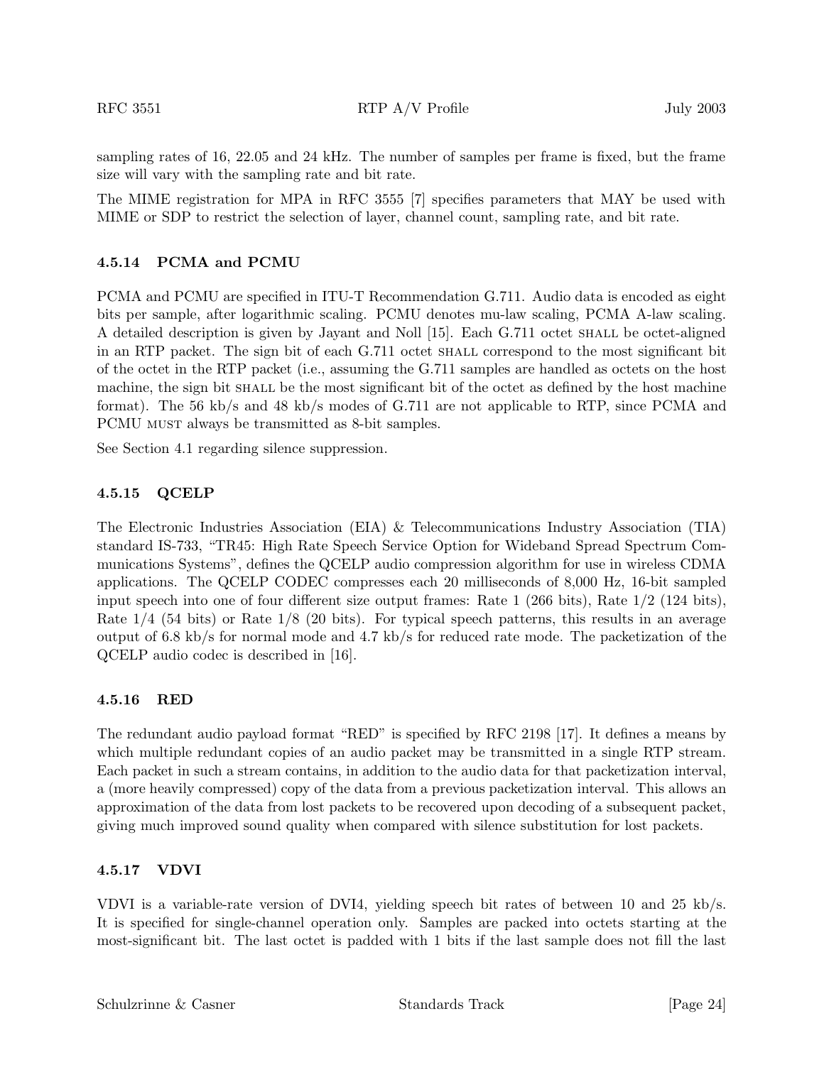sampling rates of 16, 22.05 and 24 kHz. The number of samples per frame is fixed, but the frame size will vary with the sampling rate and bit rate.

The MIME registration for MPA in RFC 3555 [7] specifies parameters that MAY be used with MIME or SDP to restrict the selection of layer, channel count, sampling rate, and bit rate.

### 4.5.14 PCMA and PCMU

PCMA and PCMU are specified in ITU-T Recommendation G.711. Audio data is encoded as eight bits per sample, after logarithmic scaling. PCMU denotes mu-law scaling, PCMA A-law scaling. A detailed description is given by Jayant and Noll [15]. Each G.711 octet SHALL be octet-aligned in an RTP packet. The sign bit of each G.711 octet SHALL correspond to the most significant bit of the octet in the RTP packet (i.e., assuming the G.711 samples are handled as octets on the host machine, the sign bit SHALL be the most significant bit of the octet as defined by the host machine format). The 56 kb/s and 48 kb/s modes of G.711 are not applicable to RTP, since PCMA and PCMU MUST always be transmitted as 8-bit samples.

See Section 4.1 regarding silence suppression.

### 4.5.15 QCELP

The Electronic Industries Association (EIA) & Telecommunications Industry Association (TIA) standard IS-733, "TR45: High Rate Speech Service Option for Wideband Spread Spectrum Communications Systems", defines the QCELP audio compression algorithm for use in wireless CDMA applications. The QCELP CODEC compresses each 20 milliseconds of 8,000 Hz, 16-bit sampled input speech into one of four different size output frames: Rate 1 (266 bits), Rate 1/2 (124 bits), Rate 1/4 (54 bits) or Rate 1/8 (20 bits). For typical speech patterns, this results in an average output of 6.8 kb/s for normal mode and 4.7 kb/s for reduced rate mode. The packetization of the QCELP audio codec is described in [16].

### 4.5.16 RED

The redundant audio payload format "RED" is specified by RFC 2198 [17]. It defines a means by which multiple redundant copies of an audio packet may be transmitted in a single RTP stream. Each packet in such a stream contains, in addition to the audio data for that packetization interval, a (more heavily compressed) copy of the data from a previous packetization interval. This allows an approximation of the data from lost packets to be recovered upon decoding of a subsequent packet, giving much improved sound quality when compared with silence substitution for lost packets.

### 4.5.17 VDVI

VDVI is a variable-rate version of DVI4, yielding speech bit rates of between 10 and 25 kb/s. It is specified for single-channel operation only. Samples are packed into octets starting at the most-significant bit. The last octet is padded with 1 bits if the last sample does not fill the last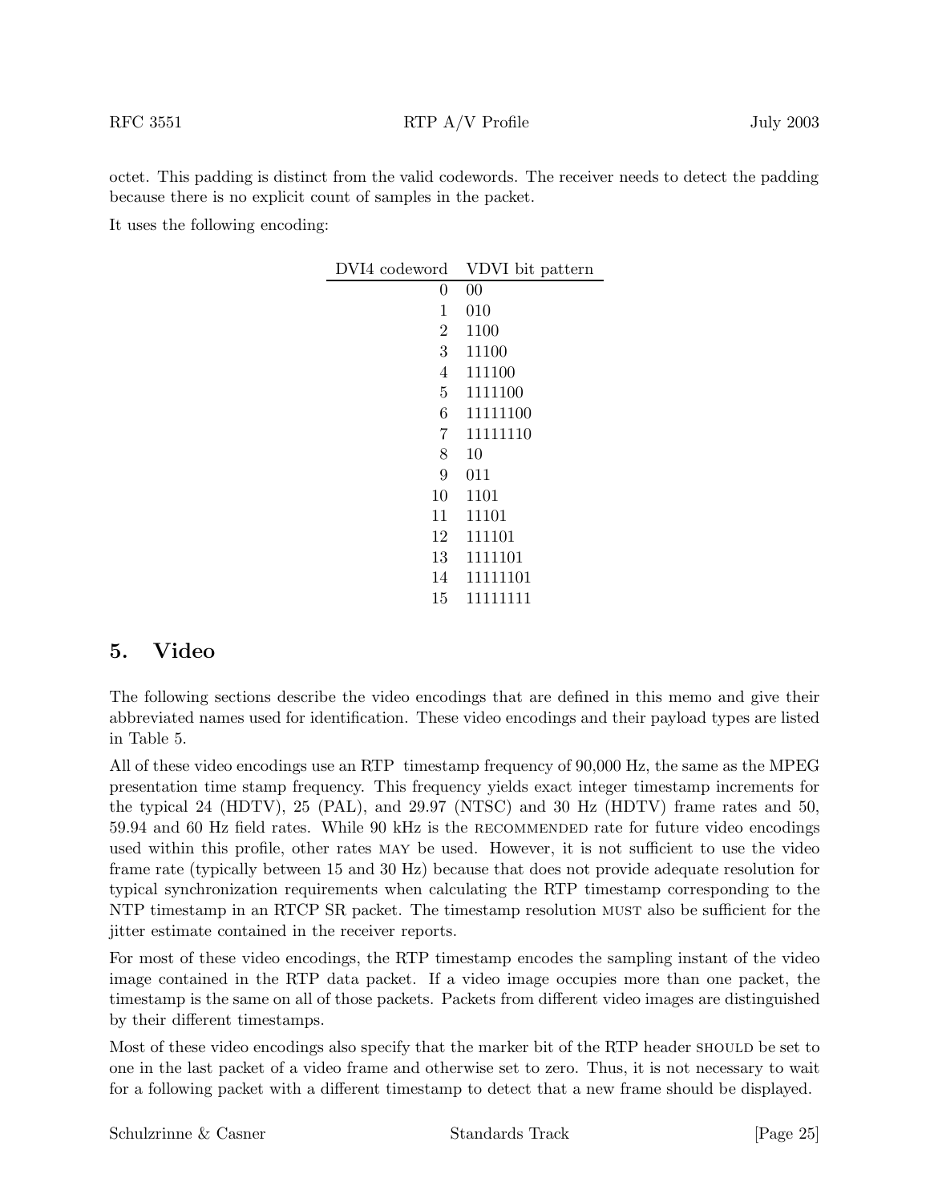octet. This padding is distinct from the valid codewords. The receiver needs to detect the padding because there is no explicit count of samples in the packet.

It uses the following encoding:

| DVI4 codeword | VDVI bit pattern |
|---:|---|
| 0 | 00 |
| 1 | 010 |
| 2 | 1100 |
| 3 | 11100 |
| 4 | 111100 |
| 5 | 1111100 |
| 6 | 11111100 |
| 7 | 11111110 |
| 8 | 10 |
| 9 | 011 |
| 10 | 1101 |
| 11 | 11101 |
| 12 | 111101 |
| 13 | 1111101 |
| 14 | 11111101 |
| 15 | 11111111 |

# 5. Video

The following sections describe the video encodings that are defined in this memo and give their abbreviated names used for identification. These video encodings and their payload types are listed in Table 5.

All of these video encodings use an RTP timestamp frequency of 90,000 Hz, the same as the MPEG presentation time stamp frequency. This frequency yields exact integer timestamp increments for the typical 24 (HDTV), 25 (PAL), and 29.97 (NTSC) and 30 Hz (HDTV) frame rates and 50, 59.94 and 60 Hz field rates. While 90 kHz is the RECOMMENDED rate for future video encodings used within this profile, other rates MAY be used. However, it is not sufficient to use the video frame rate (typically between 15 and 30 Hz) because that does not provide adequate resolution for typical synchronization requirements when calculating the RTP timestamp corresponding to the NTP timestamp in an RTCP SR packet. The timestamp resolution MUST also be sufficient for the jitter estimate contained in the receiver reports.

For most of these video encodings, the RTP timestamp encodes the sampling instant of the video image contained in the RTP data packet. If a video image occupies more than one packet, the timestamp is the same on all of those packets. Packets from different video images are distinguished by their different timestamps.

Most of these video encodings also specify that the marker bit of the RTP header SHOULD be set to one in the last packet of a video frame and otherwise set to zero. Thus, it is not necessary to wait for a following packet with a different timestamp to detect that a new frame should be displayed.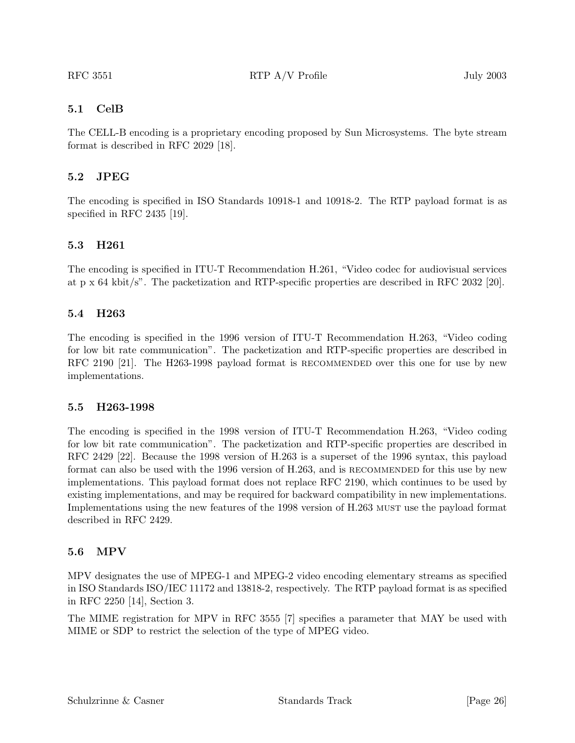### 5.1 CelB

The CELL-B encoding is a proprietary encoding proposed by Sun Microsystems. The byte stream format is described in RFC 2029 [18].

### 5.2 JPEG

The encoding is specified in ISO Standards 10918-1 and 10918-2. The RTP payload format is as specified in RFC 2435 [19].

### 5.3 H261

The encoding is specified in ITU-T Recommendation H.261, "Video codec for audiovisual services at p x 64 kbit/s". The packetization and RTP-specific properties are described in RFC 2032 [20].

### 5.4 H263

The encoding is specified in the 1996 version of ITU-T Recommendation H.263, "Video coding for low bit rate communication". The packetization and RTP-specific properties are described in RFC 2190 [21]. The H263-1998 payload format is RECOMMENDED over this one for use by new implementations.

### 5.5 H263-1998

The encoding is specified in the 1998 version of ITU-T Recommendation H.263, "Video coding for low bit rate communication". The packetization and RTP-specific properties are described in RFC 2429 [22]. Because the 1998 version of H.263 is a superset of the 1996 syntax, this payload format can also be used with the 1996 version of H.263, and is RECOMMENDED for this use by new implementations. This payload format does not replace RFC 2190, which continues to be used by existing implementations, and may be required for backward compatibility in new implementations. Implementations using the new features of the 1998 version of H.263 MUST use the payload format described in RFC 2429.

### 5.6 MPV

MPV designates the use of MPEG-1 and MPEG-2 video encoding elementary streams as specified in ISO Standards ISO/IEC 11172 and 13818-2, respectively. The RTP payload format is as specified in RFC 2250 [14], Section 3.

The MIME registration for MPV in RFC 3555 [7] specifies a parameter that MAY be used with MIME or SDP to restrict the selection of the type of MPEG video.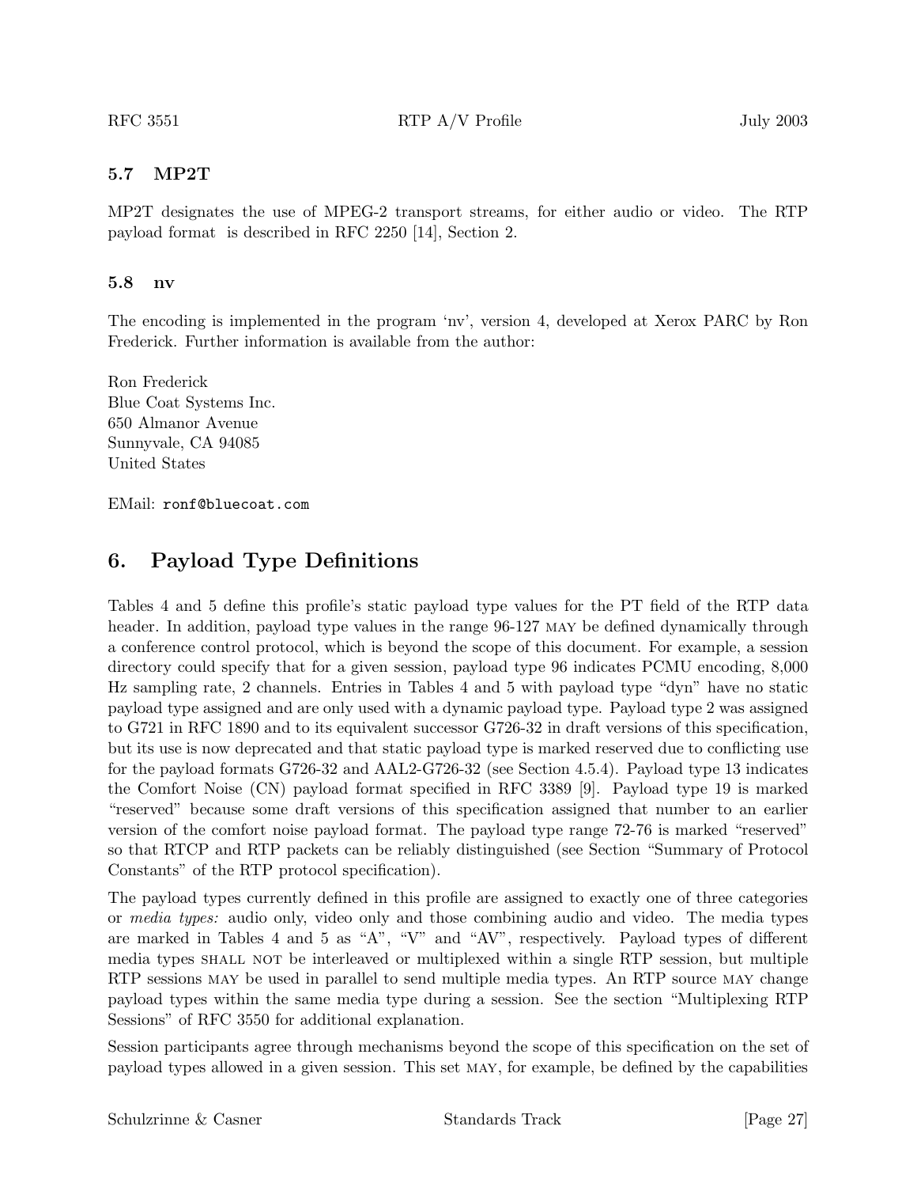### 5.7 MP2T

MP2T designates the use of MPEG-2 transport streams, for either audio or video. The RTP payload format is described in RFC 2250 [14], Section 2.

### 5.8 nv

The encoding is implemented in the program 'nv', version 4, developed at Xerox PARC by Ron Frederick. Further information is available from the author:

Ron Frederick
Blue Coat Systems Inc.
650 Almanor Avenue
Sunnyvale, CA 94085
United States

EMail: ronf@bluecoat.com

## 6. Payload Type Definitions

Tables 4 and 5 define this profile's static payload type values for the PT field of the RTP data header. In addition, payload type values in the range 96-127 MAY be defined dynamically through a conference control protocol, which is beyond the scope of this document. For example, a session directory could specify that for a given session, payload type 96 indicates PCMU encoding, 8,000 Hz sampling rate, 2 channels. Entries in Tables 4 and 5 with payload type "dyn" have no static payload type assigned and are only used with a dynamic payload type. Payload type 2 was assigned to G721 in RFC 1890 and to its equivalent successor G726-32 in draft versions of this specification, but its use is now deprecated and that static payload type is marked reserved due to conflicting use for the payload formats G726-32 and AAL2-G726-32 (see Section 4.5.4). Payload type 13 indicates the Comfort Noise (CN) payload format specified in RFC 3389 [9]. Payload type 19 is marked "reserved" because some draft versions of this specification assigned that number to an earlier version of the comfort noise payload format. The payload type range 72-76 is marked "reserved" so that RTCP and RTP packets can be reliably distinguished (see Section "Summary of Protocol Constants" of the RTP protocol specification).

The payload types currently defined in this profile are assigned to exactly one of three categories or *media types:* audio only, video only and those combining audio and video. The media types are marked in Tables 4 and 5 as "A", "V" and "AV", respectively. Payload types of different media types SHALL NOT be interleaved or multiplexed within a single RTP session, but multiple RTP sessions MAY be used in parallel to send multiple media types. An RTP source MAY change payload types within the same media type during a session. See the section "Multiplexing RTP Sessions" of RFC 3550 for additional explanation.

Session participants agree through mechanisms beyond the scope of this specification on the set of payload types allowed in a given session. This set MAY, for example, be defined by the capabilities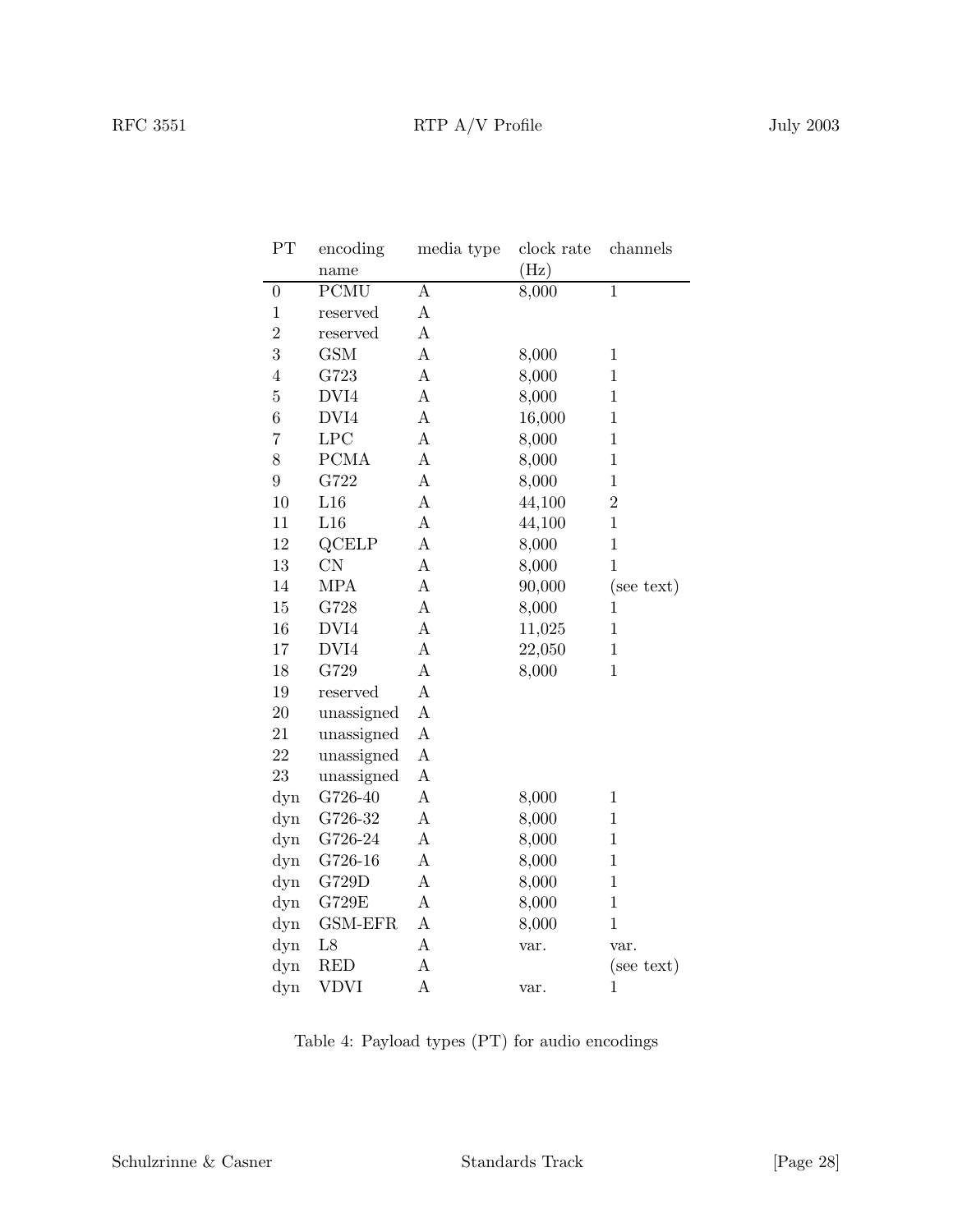| PT | encoding name | media type | clock rate (Hz) | channels |
|---|---|---|---|---|
| 0 | PCMU | A | 8,000 | 1 |
| 1 | reserved | A | | |
| 2 | reserved | A | | |
| 3 | GSM | A | 8,000 | 1 |
| 4 | G723 | A | 8,000 | 1 |
| 5 | DVI4 | A | 8,000 | 1 |
| 6 | DVI4 | A | 16,000 | 1 |
| 7 | LPC | A | 8,000 | 1 |
| 8 | PCMA | A | 8,000 | 1 |
| 9 | G722 | A | 8,000 | 1 |
| 10 | L16 | A | 44,100 | 2 |
| 11 | L16 | A | 44,100 | 1 |
| 12 | QCELP | A | 8,000 | 1 |
| 13 | CN | A | 8,000 | 1 |
| 14 | MPA | A | 90,000 | (see text) |
| 15 | G728 | A | 8,000 | 1 |
| 16 | DVI4 | A | 11,025 | 1 |
| 17 | DVI4 | A | 22,050 | 1 |
| 18 | G729 | A | 8,000 | 1 |
| 19 | reserved | A | | |
| 20 | unassigned | A | | |
| 21 | unassigned | A | | |
| 22 | unassigned | A | | |
| 23 | unassigned | A | | |
| dyn | G726-40 | A | 8,000 | 1 |
| dyn | G726-32 | A | 8,000 | 1 |
| dyn | G726-24 | A | 8,000 | 1 |
| dyn | G726-16 | A | 8,000 | 1 |
| dyn | G729D | A | 8,000 | 1 |
| dyn | G729E | A | 8,000 | 1 |
| dyn | GSM-EFR | A | 8,000 | 1 |
| dyn | L8 | A | var. | var. |
| dyn | RED | A | | (see text) |
| dyn | VDVI | A | var. | 1 |

Table 4: Payload types (PT) for audio encodings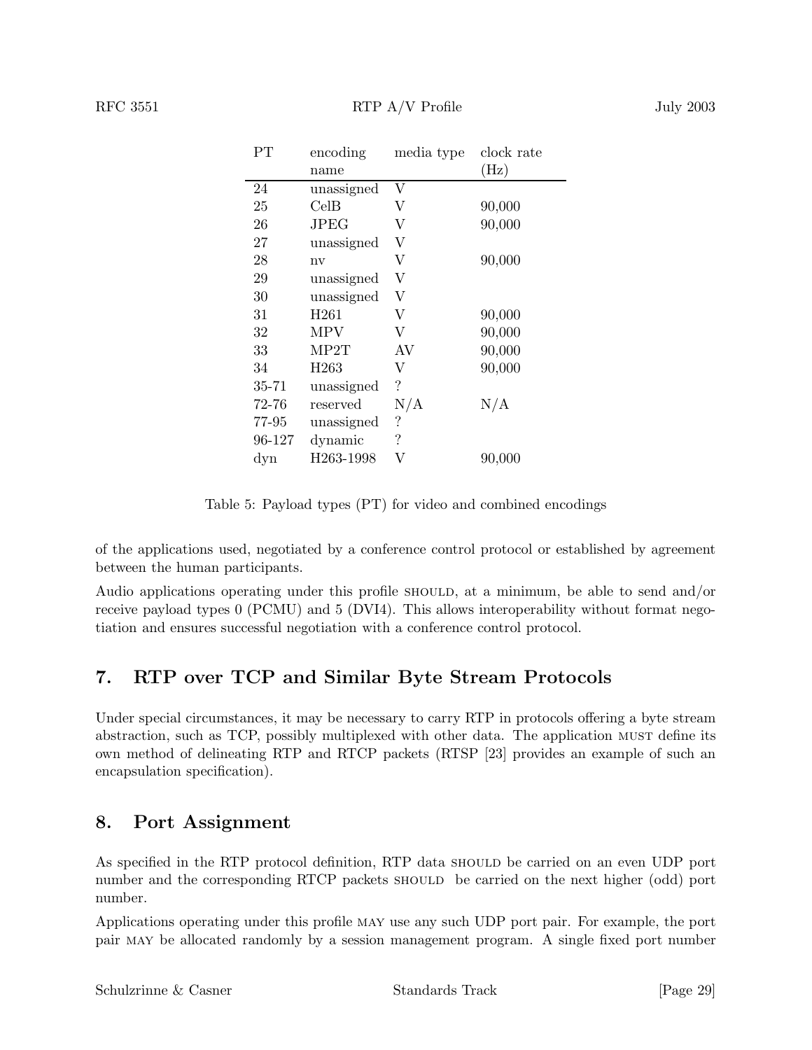| PT | encoding name | media type | clock rate (Hz) |
|---|---|---|---|
| 24 | unassigned | V | |
| 25 | CelB | V | 90,000 |
| 26 | JPEG | V | 90,000 |
| 27 | unassigned | V | |
| 28 | nv | V | 90,000 |
| 29 | unassigned | V | |
| 30 | unassigned | V | |
| 31 | H261 | V | 90,000 |
| 32 | MPV | V | 90,000 |
| 33 | MP2T | AV | 90,000 |
| 34 | H263 | V | 90,000 |
| 35-71 | unassigned | ? | |
| 72-76 | reserved | N/A | N/A |
| 77-95 | unassigned | ? | |
| 96-127 | dynamic | ? | |
| dyn | H263-1998 | V | 90,000 |

Table 5: Payload types (PT) for video and combined encodings

of the applications used, negotiated by a conference control protocol or established by agreement between the human participants.

Audio applications operating under this profile SHOULD, at a minimum, be able to send and/or receive payload types 0 (PCMU) and 5 (DVI4). This allows interoperability without format negotiation and ensures successful negotiation with a conference control protocol.

## 7. RTP over TCP and Similar Byte Stream Protocols

Under special circumstances, it may be necessary to carry RTP in protocols offering a byte stream abstraction, such as TCP, possibly multiplexed with other data. The application MUST define its own method of delineating RTP and RTCP packets (RTSP [23] provides an example of such an encapsulation specification).

## 8. Port Assignment

As specified in the RTP protocol definition, RTP data SHOULD be carried on an even UDP port number and the corresponding RTCP packets SHOULD be carried on the next higher (odd) port number.

Applications operating under this profile MAY use any such UDP port pair. For example, the port pair MAY be allocated randomly by a session management program. A single fixed port number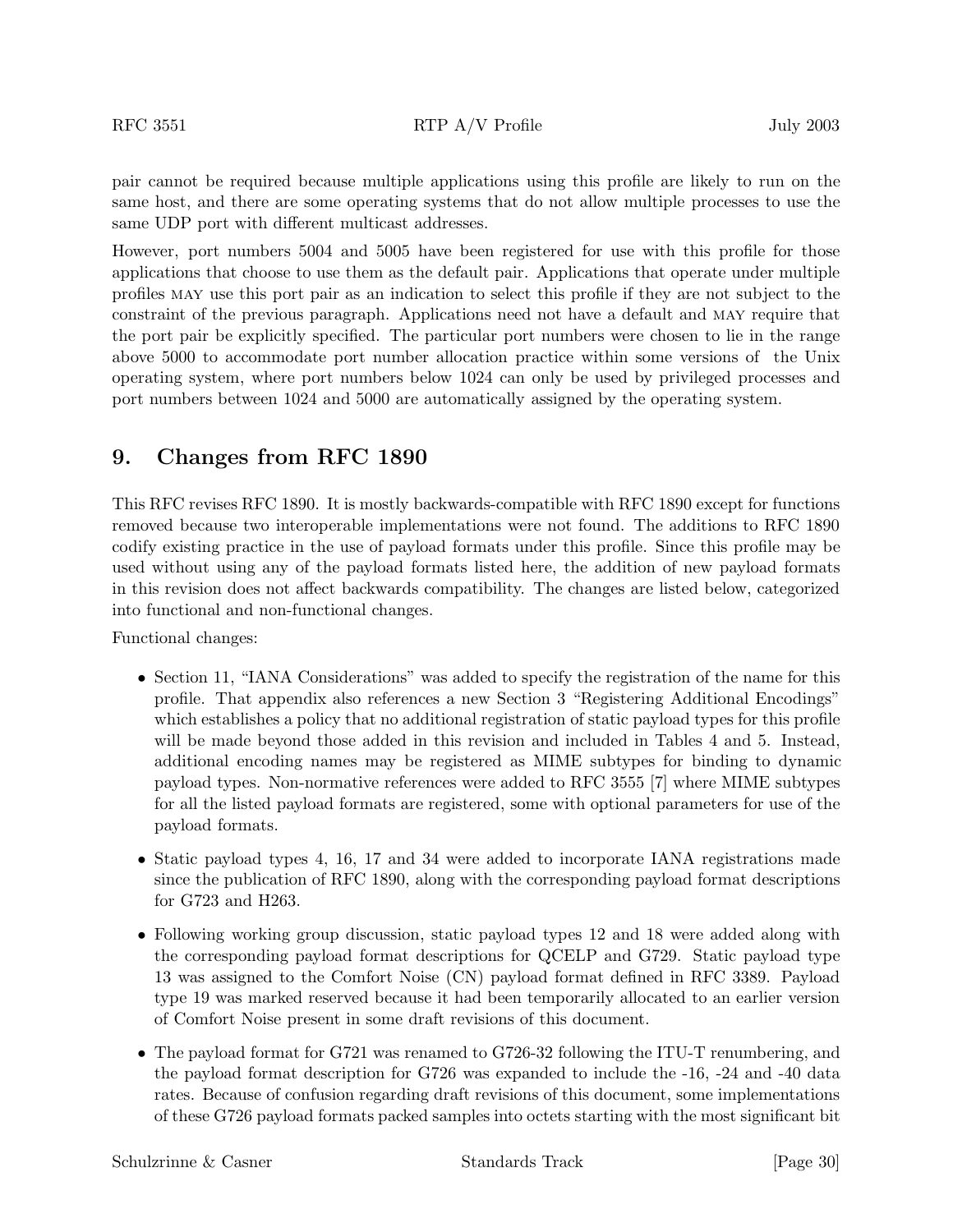pair cannot be required because multiple applications using this profile are likely to run on the same host, and there are some operating systems that do not allow multiple processes to use the same UDP port with different multicast addresses.

However, port numbers 5004 and 5005 have been registered for use with this profile for those applications that choose to use them as the default pair. Applications that operate under multiple profiles MAY use this port pair as an indication to select this profile if they are not subject to the constraint of the previous paragraph. Applications need not have a default and MAY require that the port pair be explicitly specified. The particular port numbers were chosen to lie in the range above 5000 to accommodate port number allocation practice within some versions of the Unix operating system, where port numbers below 1024 can only be used by privileged processes and port numbers between 1024 and 5000 are automatically assigned by the operating system.

# 9. Changes from RFC 1890

This RFC revises RFC 1890. It is mostly backwards-compatible with RFC 1890 except for functions removed because two interoperable implementations were not found. The additions to RFC 1890 codify existing practice in the use of payload formats under this profile. Since this profile may be used without using any of the payload formats listed here, the addition of new payload formats in this revision does not affect backwards compatibility. The changes are listed below, categorized into functional and non-functional changes.

Functional changes:

- Section 11, "IANA Considerations" was added to specify the registration of the name for this profile. That appendix also references a new Section 3 "Registering Additional Encodings" which establishes a policy that no additional registration of static payload types for this profile will be made beyond those added in this revision and included in Tables 4 and 5. Instead, additional encoding names may be registered as MIME subtypes for binding to dynamic payload types. Non-normative references were added to RFC 3555 [7] where MIME subtypes for all the listed payload formats are registered, some with optional parameters for use of the payload formats.
- Static payload types 4, 16, 17 and 34 were added to incorporate IANA registrations made since the publication of RFC 1890, along with the corresponding payload format descriptions for G723 and H263.
- Following working group discussion, static payload types 12 and 18 were added along with the corresponding payload format descriptions for QCELP and G729. Static payload type 13 was assigned to the Comfort Noise (CN) payload format defined in RFC 3389. Payload type 19 was marked reserved because it had been temporarily allocated to an earlier version of Comfort Noise present in some draft revisions of this document.
- The payload format for G721 was renamed to G726-32 following the ITU-T renumbering, and the payload format description for G726 was expanded to include the -16, -24 and -40 data rates. Because of confusion regarding draft revisions of this document, some implementations of these G726 payload formats packed samples into octets starting with the most significant bit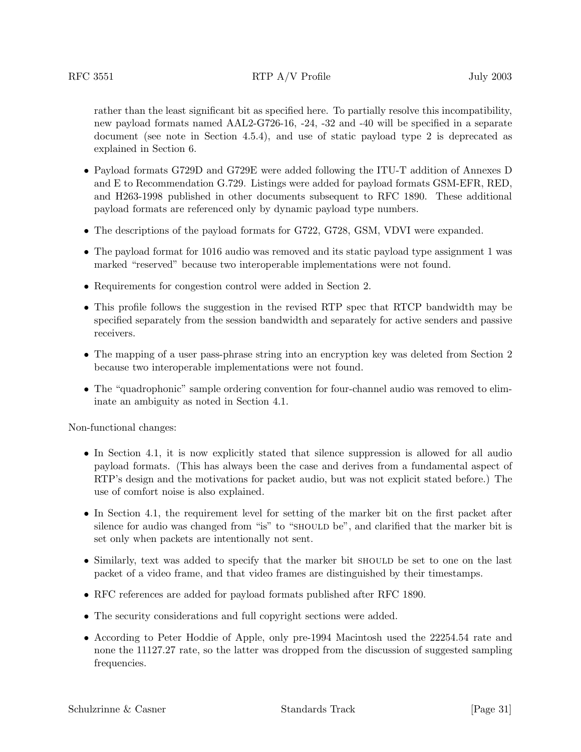rather than the least significant bit as specified here. To partially resolve this incompatibility, new payload formats named AAL2-G726-16, -24, -32 and -40 will be specified in a separate document (see note in Section 4.5.4), and use of static payload type 2 is deprecated as explained in Section 6.

- Payload formats G729D and G729E were added following the ITU-T addition of Annexes D and E to Recommendation G.729. Listings were added for payload formats GSM-EFR, RED, and H263-1998 published in other documents subsequent to RFC 1890. These additional payload formats are referenced only by dynamic payload type numbers.
- The descriptions of the payload formats for G722, G728, GSM, VDVI were expanded.
- The payload format for 1016 audio was removed and its static payload type assignment 1 was marked "reserved" because two interoperable implementations were not found.
- Requirements for congestion control were added in Section 2.
- This profile follows the suggestion in the revised RTP spec that RTCP bandwidth may be specified separately from the session bandwidth and separately for active senders and passive receivers.
- The mapping of a user pass-phrase string into an encryption key was deleted from Section 2 because two interoperable implementations were not found.
- The "quadrophonic" sample ordering convention for four-channel audio was removed to eliminate an ambiguity as noted in Section 4.1.

Non-functional changes:

- In Section 4.1, it is now explicitly stated that silence suppression is allowed for all audio payload formats. (This has always been the case and derives from a fundamental aspect of RTP's design and the motivations for packet audio, but was not explicit stated before.) The use of comfort noise is also explained.
- In Section 4.1, the requirement level for setting of the marker bit on the first packet after silence for audio was changed from "is" to "SHOULD be", and clarified that the marker bit is set only when packets are intentionally not sent.
- Similarly, text was added to specify that the marker bit SHOULD be set to one on the last packet of a video frame, and that video frames are distinguished by their timestamps.
- RFC references are added for payload formats published after RFC 1890.
- The security considerations and full copyright sections were added.
- According to Peter Hoddie of Apple, only pre-1994 Macintosh used the 22254.54 rate and none the 11127.27 rate, so the latter was dropped from the discussion of suggested sampling frequencies.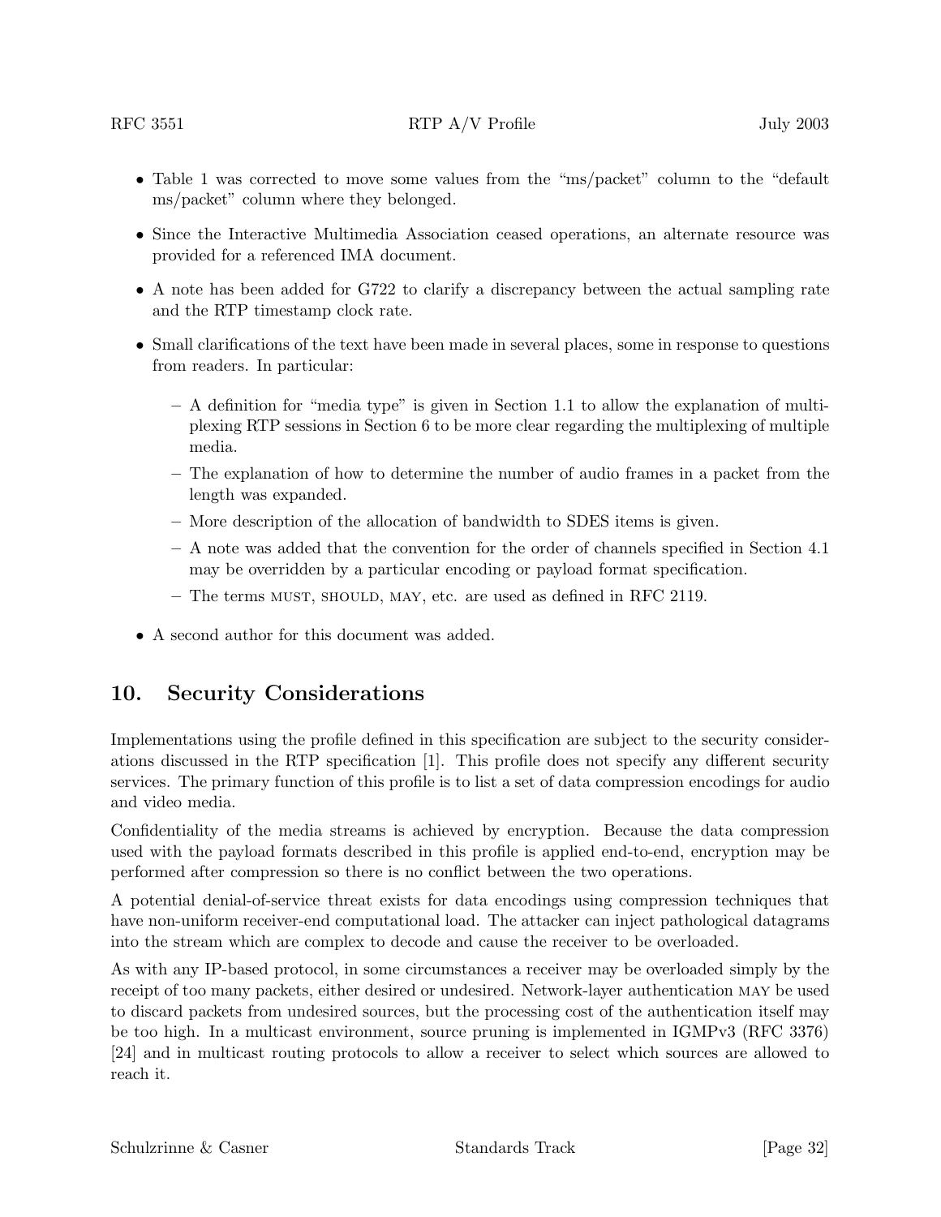- Table 1 was corrected to move some values from the "ms/packet" column to the "default ms/packet" column where they belonged.
- Since the Interactive Multimedia Association ceased operations, an alternate resource was provided for a referenced IMA document.
- A note has been added for G722 to clarify a discrepancy between the actual sampling rate and the RTP timestamp clock rate.
- Small clarifications of the text have been made in several places, some in response to questions from readers. In particular:
  - A definition for "media type" is given in Section 1.1 to allow the explanation of multiplexing RTP sessions in Section 6 to be more clear regarding the multiplexing of multiple media.
  - The explanation of how to determine the number of audio frames in a packet from the length was expanded.
  - More description of the allocation of bandwidth to SDES items is given.
  - A note was added that the convention for the order of channels specified in Section 4.1 may be overridden by a particular encoding or payload format specification.
  - The terms MUST, SHOULD, MAY, etc. are used as defined in RFC 2119.
- A second author for this document was added.

## 10. Security Considerations

Implementations using the profile defined in this specification are subject to the security considerations discussed in the RTP specification [1]. This profile does not specify any different security services. The primary function of this profile is to list a set of data compression encodings for audio and video media.

Confidentiality of the media streams is achieved by encryption. Because the data compression used with the payload formats described in this profile is applied end-to-end, encryption may be performed after compression so there is no conflict between the two operations.

A potential denial-of-service threat exists for data encodings using compression techniques that have non-uniform receiver-end computational load. The attacker can inject pathological datagrams into the stream which are complex to decode and cause the receiver to be overloaded.

As with any IP-based protocol, in some circumstances a receiver may be overloaded simply by the receipt of too many packets, either desired or undesired. Network-layer authentication MAY be used to discard packets from undesired sources, but the processing cost of the authentication itself may be too high. In a multicast environment, source pruning is implemented in IGMPv3 (RFC 3376) [24] and in multicast routing protocols to allow a receiver to select which sources are allowed to reach it.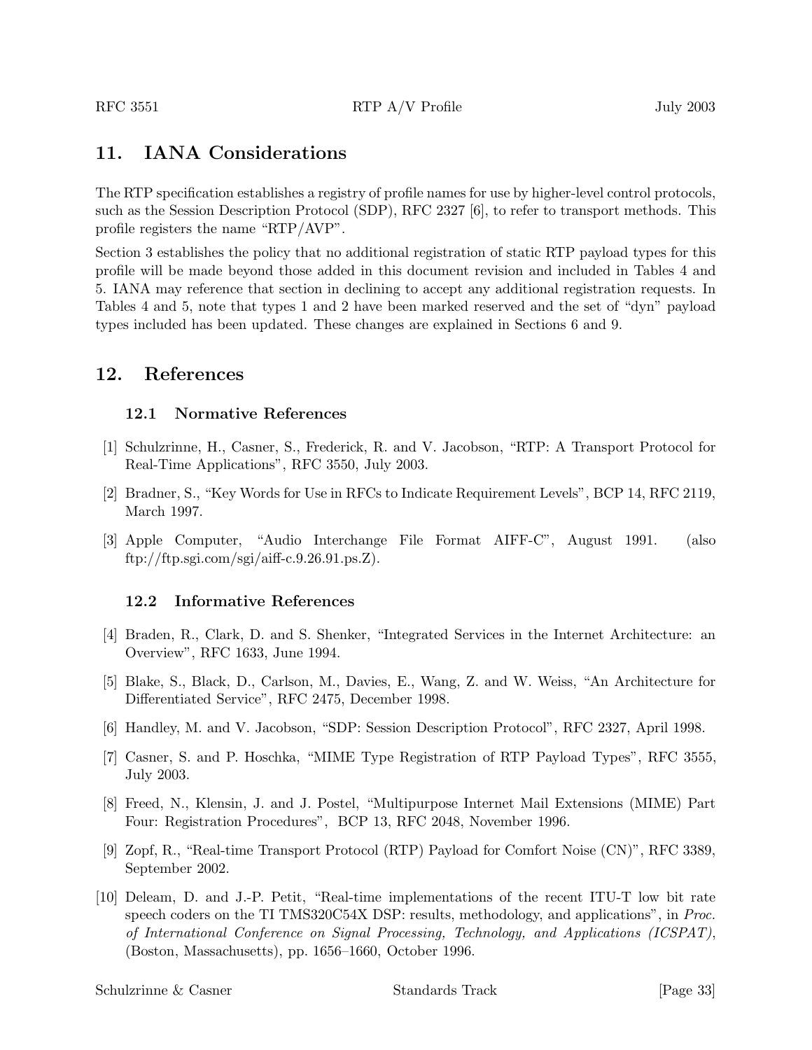## 11. IANA Considerations

The RTP specification establishes a registry of profile names for use by higher-level control protocols, such as the Session Description Protocol (SDP), RFC 2327 [6], to refer to transport methods. This profile registers the name "RTP/AVP".

Section 3 establishes the policy that no additional registration of static RTP payload types for this profile will be made beyond those added in this document revision and included in Tables 4 and 5. IANA may reference that section in declining to accept any additional registration requests. In Tables 4 and 5, note that types 1 and 2 have been marked reserved and the set of "dyn" payload types included has been updated. These changes are explained in Sections 6 and 9.

## 12. References

### 12.1 Normative References

[1] Schulzrinne, H., Casner, S., Frederick, R. and V. Jacobson, "RTP: A Transport Protocol for Real-Time Applications", RFC 3550, July 2003.

[2] Bradner, S., "Key Words for Use in RFCs to Indicate Requirement Levels", BCP 14, RFC 2119, March 1997.

[3] Apple Computer, "Audio Interchange File Format AIFF-C", August 1991. (also ftp://ftp.sgi.com/sgi/aiff-c.9.26.91.ps.Z).

### 12.2 Informative References

[4] Braden, R., Clark, D. and S. Shenker, "Integrated Services in the Internet Architecture: an Overview", RFC 1633, June 1994.

[5] Blake, S., Black, D., Carlson, M., Davies, E., Wang, Z. and W. Weiss, "An Architecture for Differentiated Service", RFC 2475, December 1998.

[6] Handley, M. and V. Jacobson, "SDP: Session Description Protocol", RFC 2327, April 1998.

[7] Casner, S. and P. Hoschka, "MIME Type Registration of RTP Payload Types", RFC 3555, July 2003.

[8] Freed, N., Klensin, J. and J. Postel, "Multipurpose Internet Mail Extensions (MIME) Part Four: Registration Procedures", BCP 13, RFC 2048, November 1996.

[9] Zopf, R., "Real-time Transport Protocol (RTP) Payload for Comfort Noise (CN)", RFC 3389, September 2002.

[10] Deleam, D. and J.-P. Petit, "Real-time implementations of the recent ITU-T low bit rate speech coders on the TI TMS320C54X DSP: results, methodology, and applications", in *Proc. of International Conference on Signal Processing, Technology, and Applications (ICSPAT)*, (Boston, Massachusetts), pp. 1656–1660, October 1996.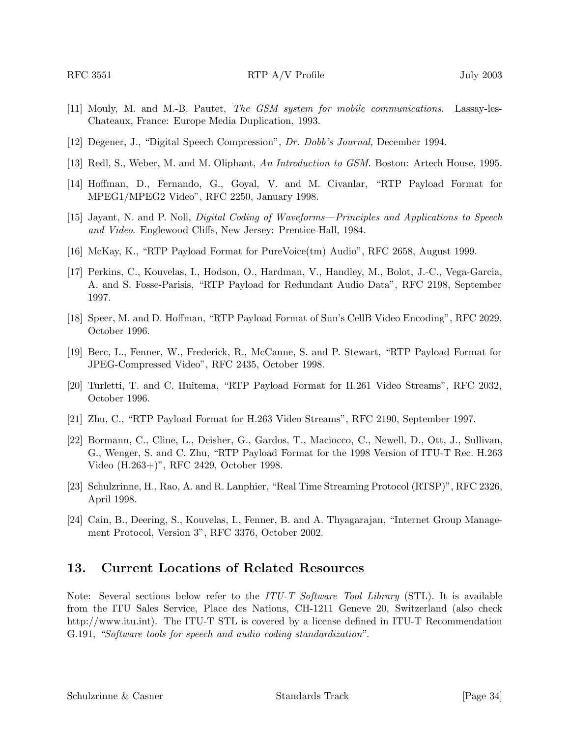[11] Mouly, M. and M.-B. Pautet, *The GSM system for mobile communications.* Lassay-les-Chateaux, France: Europe Media Duplication, 1993.

[12] Degener, J., "Digital Speech Compression", *Dr. Dobb's Journal,* December 1994.

[13] Redl, S., Weber, M. and M. Oliphant, *An Introduction to GSM.* Boston: Artech House, 1995.

[14] Hoffman, D., Fernando, G., Goyal, V. and M. Civanlar, "RTP Payload Format for MPEG1/MPEG2 Video", RFC 2250, January 1998.

[15] Jayant, N. and P. Noll, *Digital Coding of Waveforms—Principles and Applications to Speech and Video.* Englewood Cliffs, New Jersey: Prentice-Hall, 1984.

[16] McKay, K., "RTP Payload Format for PureVoice(tm) Audio", RFC 2658, August 1999.

[17] Perkins, C., Kouvelas, I., Hodson, O., Hardman, V., Handley, M., Bolot, J.-C., Vega-Garcia, A. and S. Fosse-Parisis, "RTP Payload for Redundant Audio Data", RFC 2198, September 1997.

[18] Speer, M. and D. Hoffman, "RTP Payload Format of Sun's CellB Video Encoding", RFC 2029, October 1996.

[19] Berc, L., Fenner, W., Frederick, R., McCanne, S. and P. Stewart, "RTP Payload Format for JPEG-Compressed Video", RFC 2435, October 1998.

[20] Turletti, T. and C. Huitema, "RTP Payload Format for H.261 Video Streams", RFC 2032, October 1996.

[21] Zhu, C., "RTP Payload Format for H.263 Video Streams", RFC 2190, September 1997.

[22] Bormann, C., Cline, L., Deisher, G., Gardos, T., Maciocco, C., Newell, D., Ott, J., Sullivan, G., Wenger, S. and C. Zhu, "RTP Payload Format for the 1998 Version of ITU-T Rec. H.263 Video (H.263+)", RFC 2429, October 1998.

[23] Schulzrinne, H., Rao, A. and R. Lanphier, "Real Time Streaming Protocol (RTSP)", RFC 2326, April 1998.

[24] Cain, B., Deering, S., Kouvelas, I., Fenner, B. and A. Thyagarajan, "Internet Group Management Protocol, Version 3", RFC 3376, October 2002.

## 13. Current Locations of Related Resources

Note: Several sections below refer to the *ITU-T Software Tool Library* (STL). It is available from the ITU Sales Service, Place des Nations, CH-1211 Geneve 20, Switzerland (also check http://www.itu.int). The ITU-T STL is covered by a license defined in ITU-T Recommendation G.191, *"Software tools for speech and audio coding standardization"*.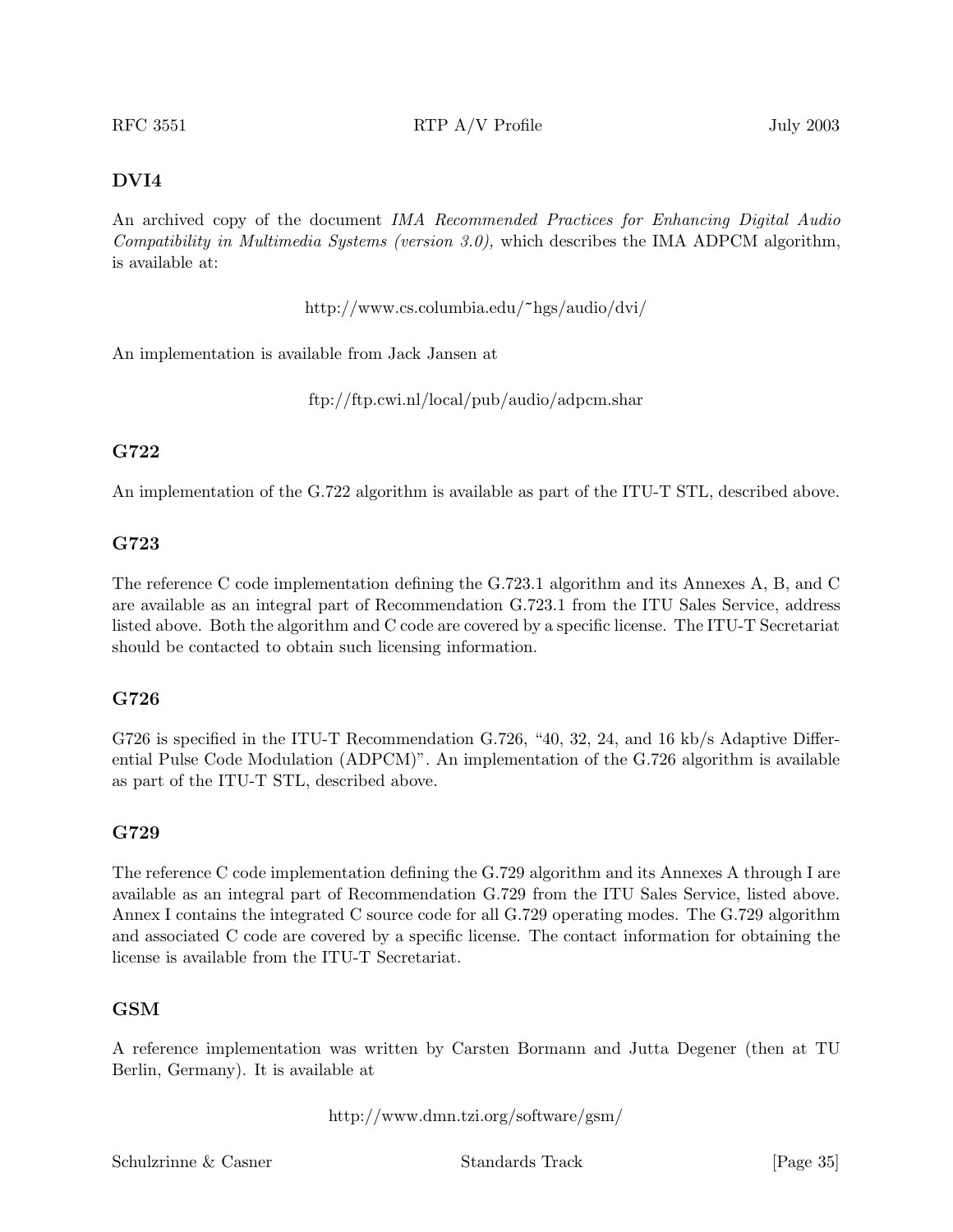### DVI4

An archived copy of the document *IMA Recommended Practices for Enhancing Digital Audio Compatibility in Multimedia Systems (version 3.0),* which describes the IMA ADPCM algorithm, is available at:

http://www.cs.columbia.edu/~hgs/audio/dvi/

An implementation is available from Jack Jansen at

ftp://ftp.cwi.nl/local/pub/audio/adpcm.shar

### G722

An implementation of the G.722 algorithm is available as part of the ITU-T STL, described above.

### G723

The reference C code implementation defining the G.723.1 algorithm and its Annexes A, B, and C are available as an integral part of Recommendation G.723.1 from the ITU Sales Service, address listed above. Both the algorithm and C code are covered by a specific license. The ITU-T Secretariat should be contacted to obtain such licensing information.

### G726

G726 is specified in the ITU-T Recommendation G.726, "40, 32, 24, and 16 kb/s Adaptive Differential Pulse Code Modulation (ADPCM)". An implementation of the G.726 algorithm is available as part of the ITU-T STL, described above.

### G729

The reference C code implementation defining the G.729 algorithm and its Annexes A through I are available as an integral part of Recommendation G.729 from the ITU Sales Service, listed above. Annex I contains the integrated C source code for all G.729 operating modes. The G.729 algorithm and associated C code are covered by a specific license. The contact information for obtaining the license is available from the ITU-T Secretariat.

### GSM

A reference implementation was written by Carsten Bormann and Jutta Degener (then at TU Berlin, Germany). It is available at

http://www.dmn.tzi.org/software/gsm/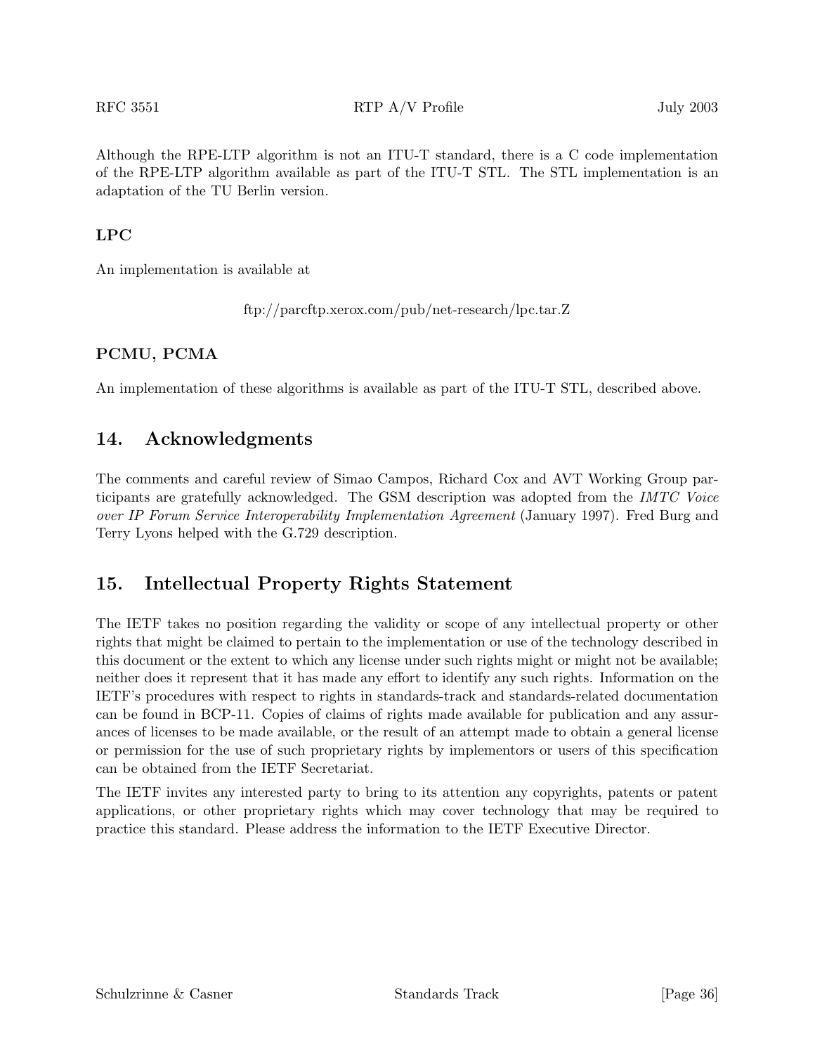Although the RPE-LTP algorithm is not an ITU-T standard, there is a C code implementation of the RPE-LTP algorithm available as part of the ITU-T STL. The STL implementation is an adaptation of the TU Berlin version.

### LPC

An implementation is available at

ftp://parcftp.xerox.com/pub/net-research/lpc.tar.Z

### PCMU, PCMA

An implementation of these algorithms is available as part of the ITU-T STL, described above.

## 14. Acknowledgments

The comments and careful review of Simao Campos, Richard Cox and AVT Working Group participants are gratefully acknowledged. The GSM description was adopted from the *IMTC Voice over IP Forum Service Interoperability Implementation Agreement* (January 1997). Fred Burg and Terry Lyons helped with the G.729 description.

## 15. Intellectual Property Rights Statement

The IETF takes no position regarding the validity or scope of any intellectual property or other rights that might be claimed to pertain to the implementation or use of the technology described in this document or the extent to which any license under such rights might or might not be available; neither does it represent that it has made any effort to identify any such rights. Information on the IETF's procedures with respect to rights in standards-track and standards-related documentation can be found in BCP-11. Copies of claims of rights made available for publication and any assurances of licenses to be made available, or the result of an attempt made to obtain a general license or permission for the use of such proprietary rights by implementors or users of this specification can be obtained from the IETF Secretariat.

The IETF invites any interested party to bring to its attention any copyrights, patents or patent applications, or other proprietary rights which may cover technology that may be required to practice this standard. Please address the information to the IETF Executive Director.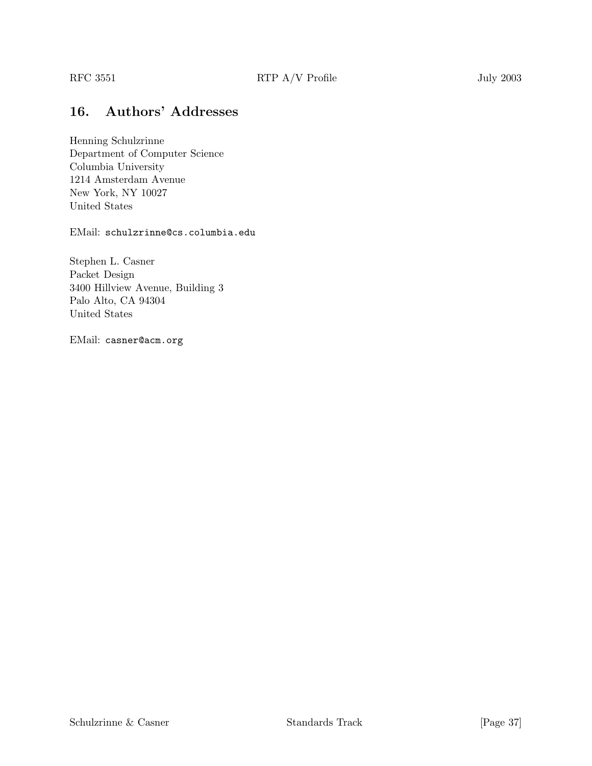## 16. Authors' Addresses

Henning Schulzrinne
Department of Computer Science
Columbia University
1214 Amsterdam Avenue
New York, NY 10027
United States

EMail: `schulzrinne@cs.columbia.edu`

Stephen L. Casner
Packet Design
3400 Hillview Avenue, Building 3
Palo Alto, CA 94304
United States

EMail: `casner@acm.org`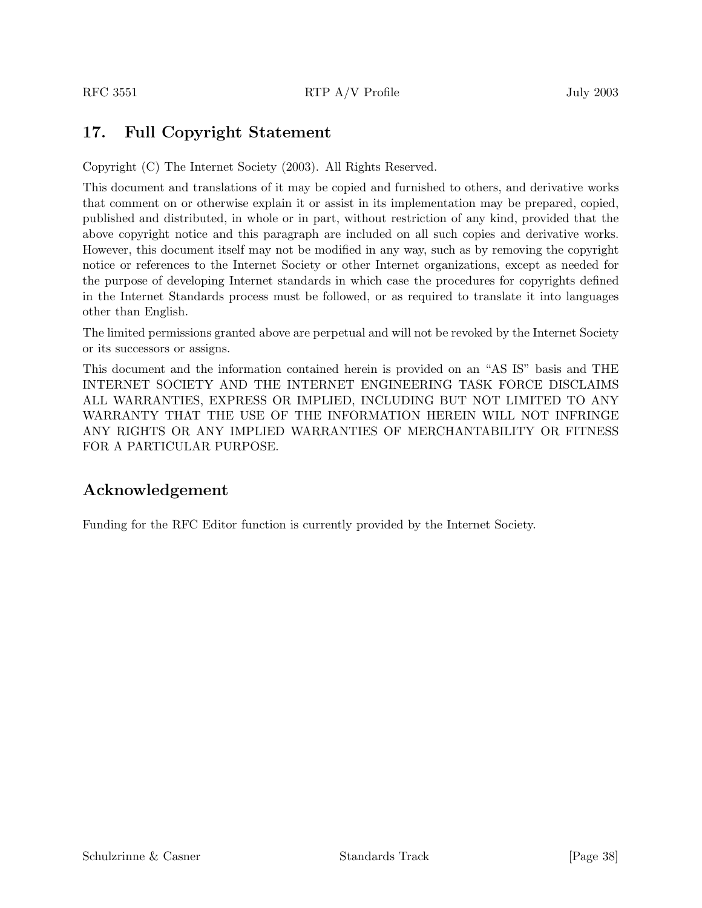## 17. Full Copyright Statement

Copyright (C) The Internet Society (2003). All Rights Reserved.

This document and translations of it may be copied and furnished to others, and derivative works that comment on or otherwise explain it or assist in its implementation may be prepared, copied, published and distributed, in whole or in part, without restriction of any kind, provided that the above copyright notice and this paragraph are included on all such copies and derivative works. However, this document itself may not be modified in any way, such as by removing the copyright notice or references to the Internet Society or other Internet organizations, except as needed for the purpose of developing Internet standards in which case the procedures for copyrights defined in the Internet Standards process must be followed, or as required to translate it into languages other than English.

The limited permissions granted above are perpetual and will not be revoked by the Internet Society or its successors or assigns.

This document and the information contained herein is provided on an "AS IS" basis and THE INTERNET SOCIETY AND THE INTERNET ENGINEERING TASK FORCE DISCLAIMS ALL WARRANTIES, EXPRESS OR IMPLIED, INCLUDING BUT NOT LIMITED TO ANY WARRANTY THAT THE USE OF THE INFORMATION HEREIN WILL NOT INFRINGE ANY RIGHTS OR ANY IMPLIED WARRANTIES OF MERCHANTABILITY OR FITNESS FOR A PARTICULAR PURPOSE.

## Acknowledgement

Funding for the RFC Editor function is currently provided by the Internet Society.